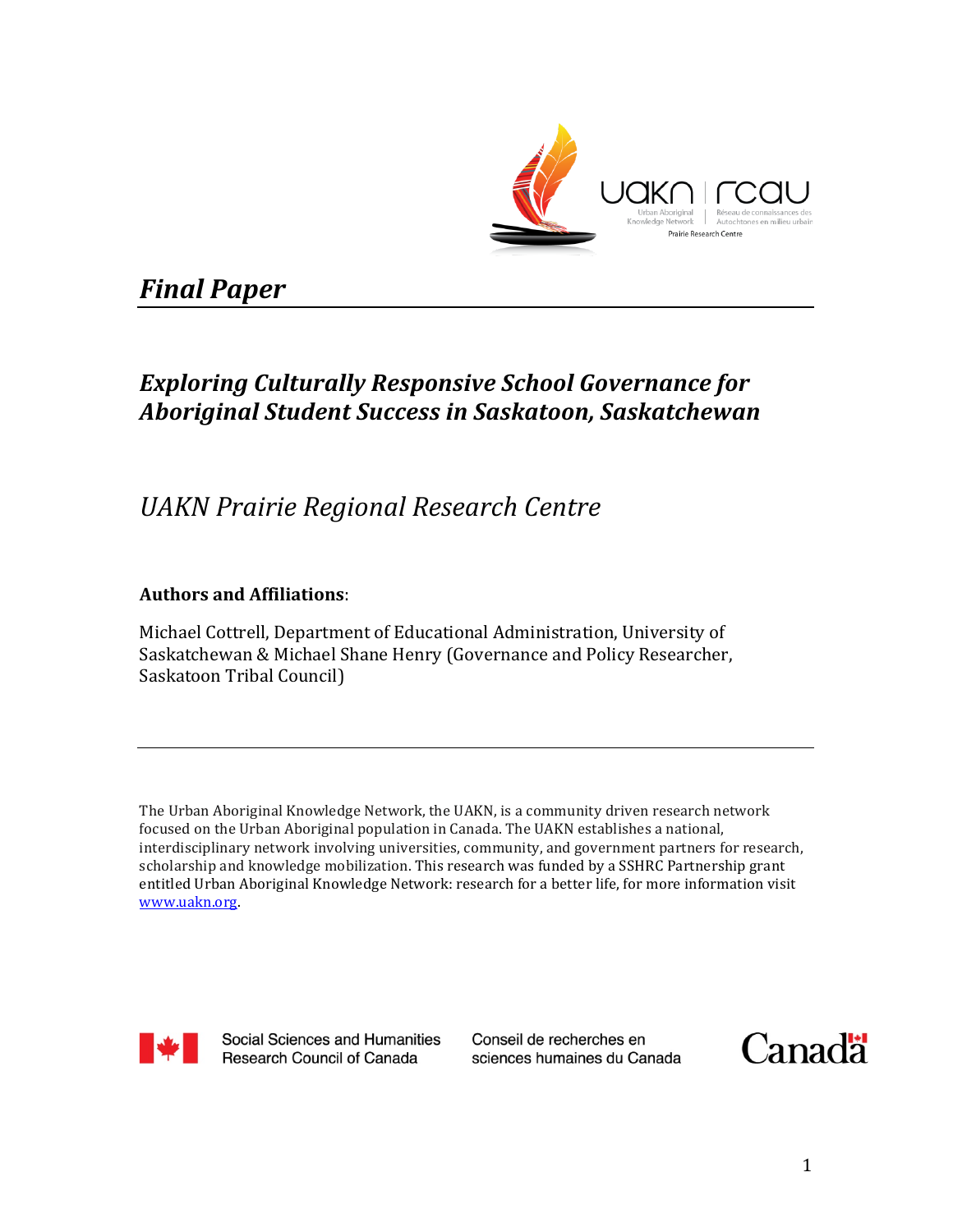# *Final Paper*

## *Exploring Culturally Responsive School Governance for Aboriginal Student Success in Saskatoon, Saskatchewan*

*UAKN Prairie Regional Research Centre*

**Authors and Affiliations**:

Michael Cottrell, Department of Educational Administration, University of Saskatchewan & Michael Shane Henry (Governance and Policy Researcher, Saskatoon Tribal Council)

---

The Urban Aboriginal Knowledge Network, the UAKN, is a community driven research network focused on the Urban Aboriginal population in Canada. The UAKN establishes a national, interdisciplinary network involving universities, community, and government partners for research, scholarship and knowledge mobilization. This research was funded by a SSHRC Partnership grant entitled Urban Aboriginal Knowledge Network: research for a better life, for more information visit www.uakn.org.

Social Sciences and Humanities Research Council of Canada

Conseil de recherches en sciences humaines du Canada

Canada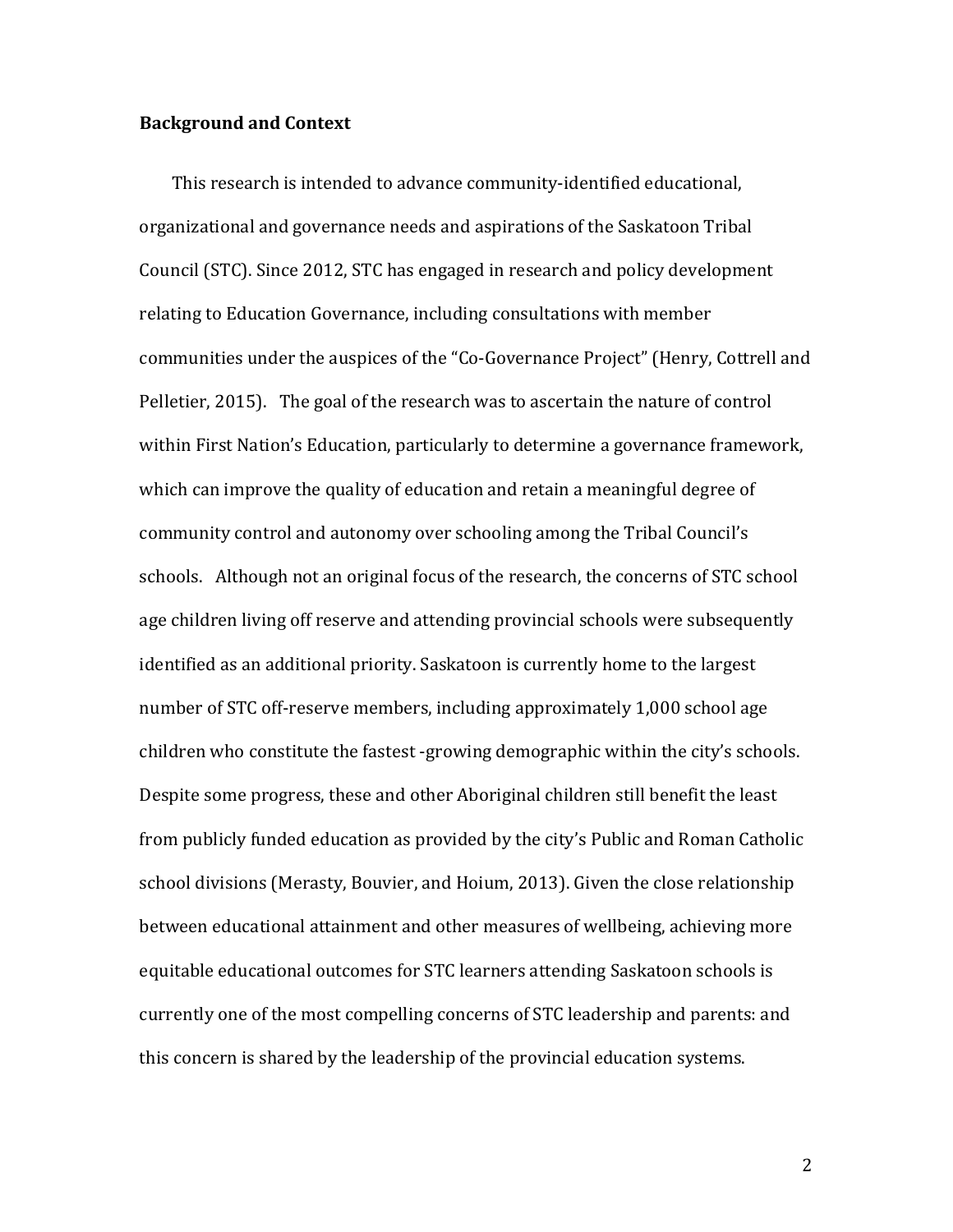**Background and Context**

This research is intended to advance community-identified educational, organizational and governance needs and aspirations of the Saskatoon Tribal Council (STC). Since 2012, STC has engaged in research and policy development relating to Education Governance, including consultations with member communities under the auspices of the "Co-Governance Project" (Henry, Cottrell and Pelletier, 2015). The goal of the research was to ascertain the nature of control within First Nation's Education, particularly to determine a governance framework, which can improve the quality of education and retain a meaningful degree of community control and autonomy over schooling among the Tribal Council's schools. Although not an original focus of the research, the concerns of STC school age children living off reserve and attending provincial schools were subsequently identified as an additional priority. Saskatoon is currently home to the largest number of STC off-reserve members, including approximately 1,000 school age children who constitute the fastest -growing demographic within the city's schools. Despite some progress, these and other Aboriginal children still benefit the least from publicly funded education as provided by the city's Public and Roman Catholic school divisions (Merasty, Bouvier, and Hoium, 2013). Given the close relationship between educational attainment and other measures of wellbeing, achieving more equitable educational outcomes for STC learners attending Saskatoon schools is currently one of the most compelling concerns of STC leadership and parents: and this concern is shared by the leadership of the provincial education systems.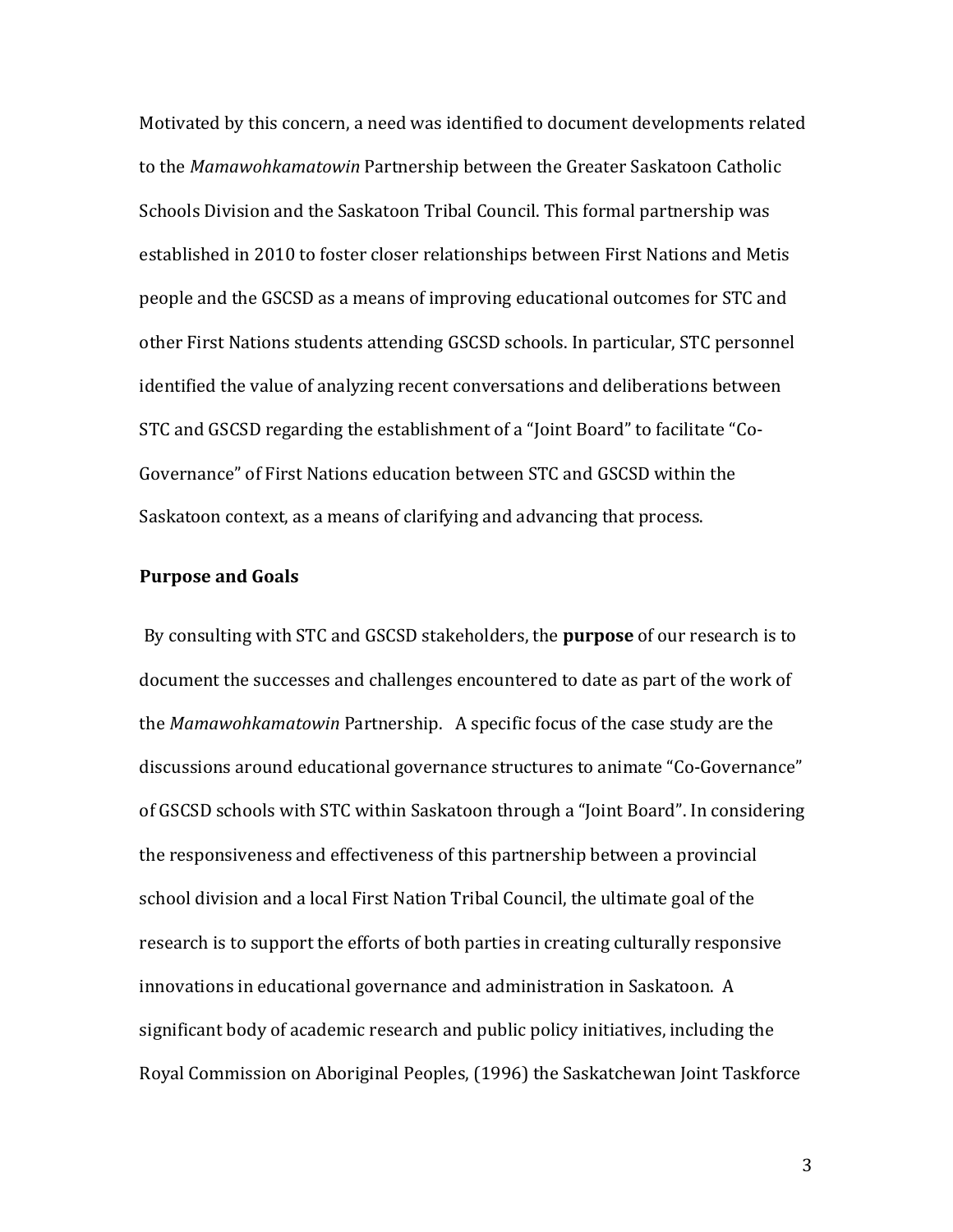Motivated by this concern, a need was identified to document developments related to the *Mamawohkamatowin* Partnership between the Greater Saskatoon Catholic Schools Division and the Saskatoon Tribal Council. This formal partnership was established in 2010 to foster closer relationships between First Nations and Metis people and the GSCSD as a means of improving educational outcomes for STC and other First Nations students attending GSCSD schools. In particular, STC personnel identified the value of analyzing recent conversations and deliberations between STC and GSCSD regarding the establishment of a "Joint Board" to facilitate "Co-Governance" of First Nations education between STC and GSCSD within the Saskatoon context, as a means of clarifying and advancing that process.

## Purpose and Goals

By consulting with STC and GSCSD stakeholders, the **purpose** of our research is to document the successes and challenges encountered to date as part of the work of the *Mamawohkamatowin* Partnership. A specific focus of the case study are the discussions around educational governance structures to animate "Co-Governance" of GSCSD schools with STC within Saskatoon through a "Joint Board". In considering the responsiveness and effectiveness of this partnership between a provincial school division and a local First Nation Tribal Council, the ultimate goal of the research is to support the efforts of both parties in creating culturally responsive innovations in educational governance and administration in Saskatoon. A significant body of academic research and public policy initiatives, including the Royal Commission on Aboriginal Peoples, (1996) the Saskatchewan Joint Taskforce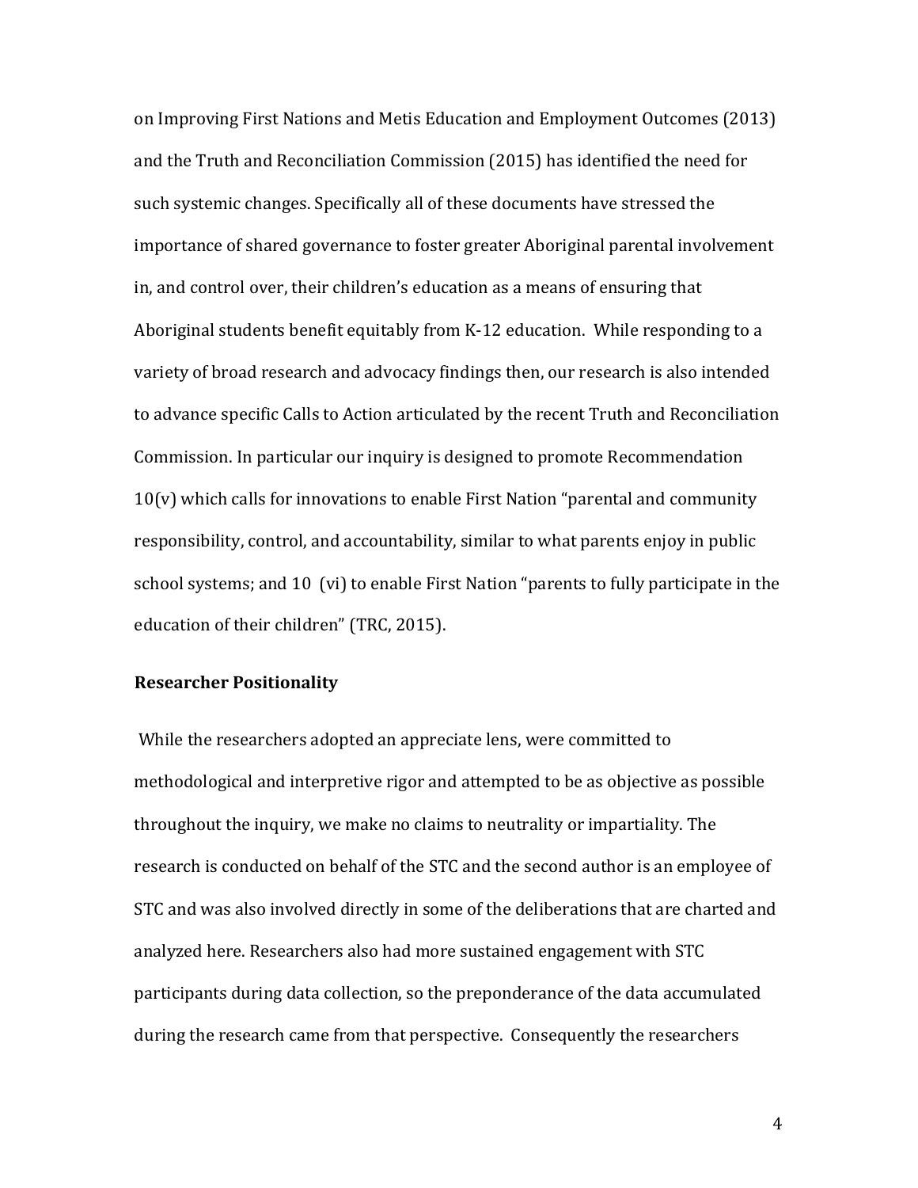on Improving First Nations and Metis Education and Employment Outcomes (2013) and the Truth and Reconciliation Commission (2015) has identified the need for such systemic changes. Specifically all of these documents have stressed the importance of shared governance to foster greater Aboriginal parental involvement in, and control over, their children's education as a means of ensuring that Aboriginal students benefit equitably from K-12 education. While responding to a variety of broad research and advocacy findings then, our research is also intended to advance specific Calls to Action articulated by the recent Truth and Reconciliation Commission. In particular our inquiry is designed to promote Recommendation 10(v) which calls for innovations to enable First Nation "parental and community responsibility, control, and accountability, similar to what parents enjoy in public school systems; and 10 (vi) to enable First Nation "parents to fully participate in the education of their children" (TRC, 2015).

**Researcher Positionality**

While the researchers adopted an appreciate lens, were committed to methodological and interpretive rigor and attempted to be as objective as possible throughout the inquiry, we make no claims to neutrality or impartiality. The research is conducted on behalf of the STC and the second author is an employee of STC and was also involved directly in some of the deliberations that are charted and analyzed here. Researchers also had more sustained engagement with STC participants during data collection, so the preponderance of the data accumulated during the research came from that perspective. Consequently the researchers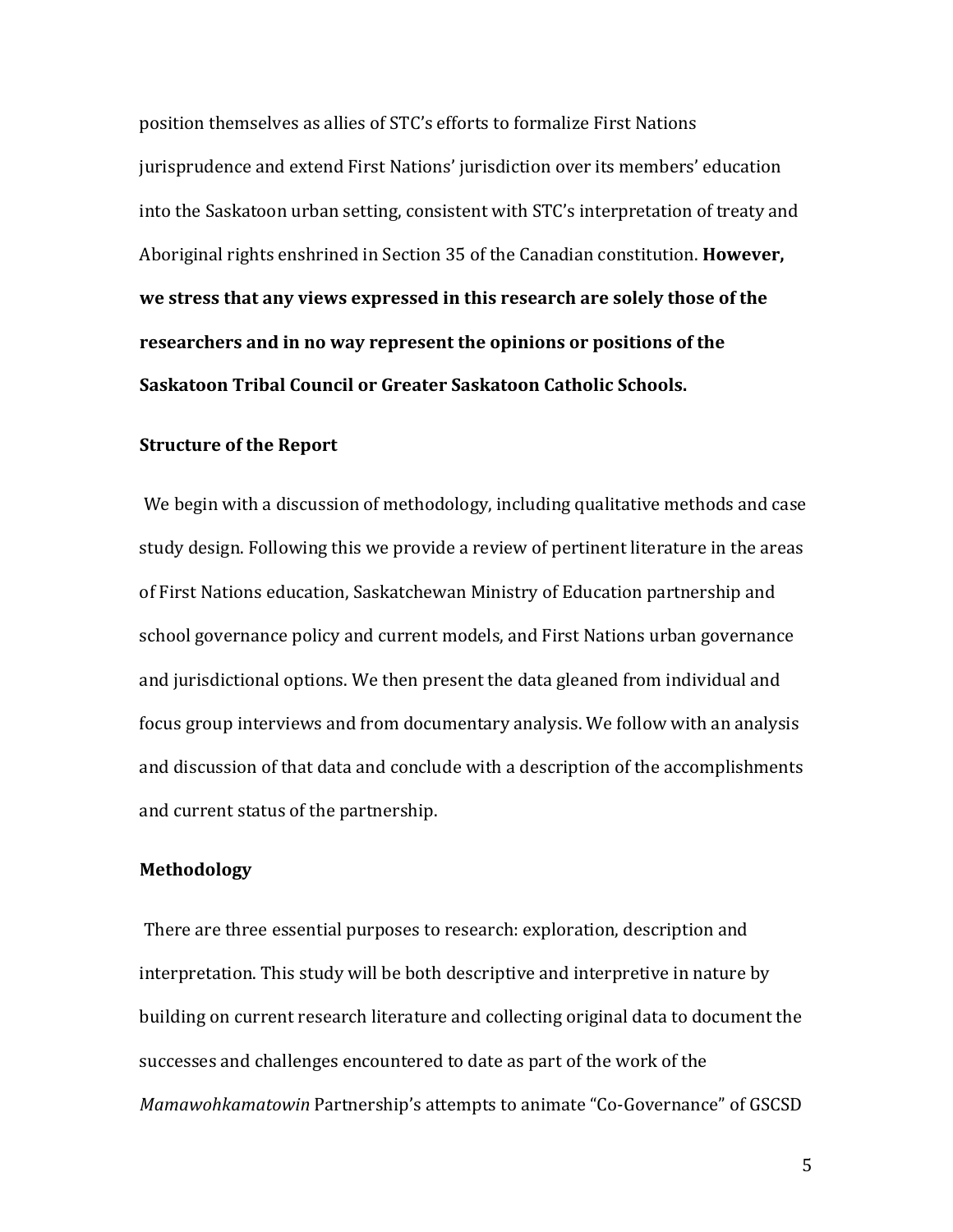position themselves as allies of STC's efforts to formalize First Nations jurisprudence and extend First Nations' jurisdiction over its members' education into the Saskatoon urban setting, consistent with STC's interpretation of treaty and Aboriginal rights enshrined in Section 35 of the Canadian constitution. **However, we stress that any views expressed in this research are solely those of the researchers and in no way represent the opinions or positions of the Saskatoon Tribal Council or Greater Saskatoon Catholic Schools.**

### Structure of the Report

We begin with a discussion of methodology, including qualitative methods and case study design. Following this we provide a review of pertinent literature in the areas of First Nations education, Saskatchewan Ministry of Education partnership and school governance policy and current models, and First Nations urban governance and jurisdictional options. We then present the data gleaned from individual and focus group interviews and from documentary analysis. We follow with an analysis and discussion of that data and conclude with a description of the accomplishments and current status of the partnership.

### Methodology

There are three essential purposes to research: exploration, description and interpretation. This study will be both descriptive and interpretive in nature by building on current research literature and collecting original data to document the successes and challenges encountered to date as part of the work of the *Mamawohkamatowin* Partnership's attempts to animate "Co-Governance" of GSCSD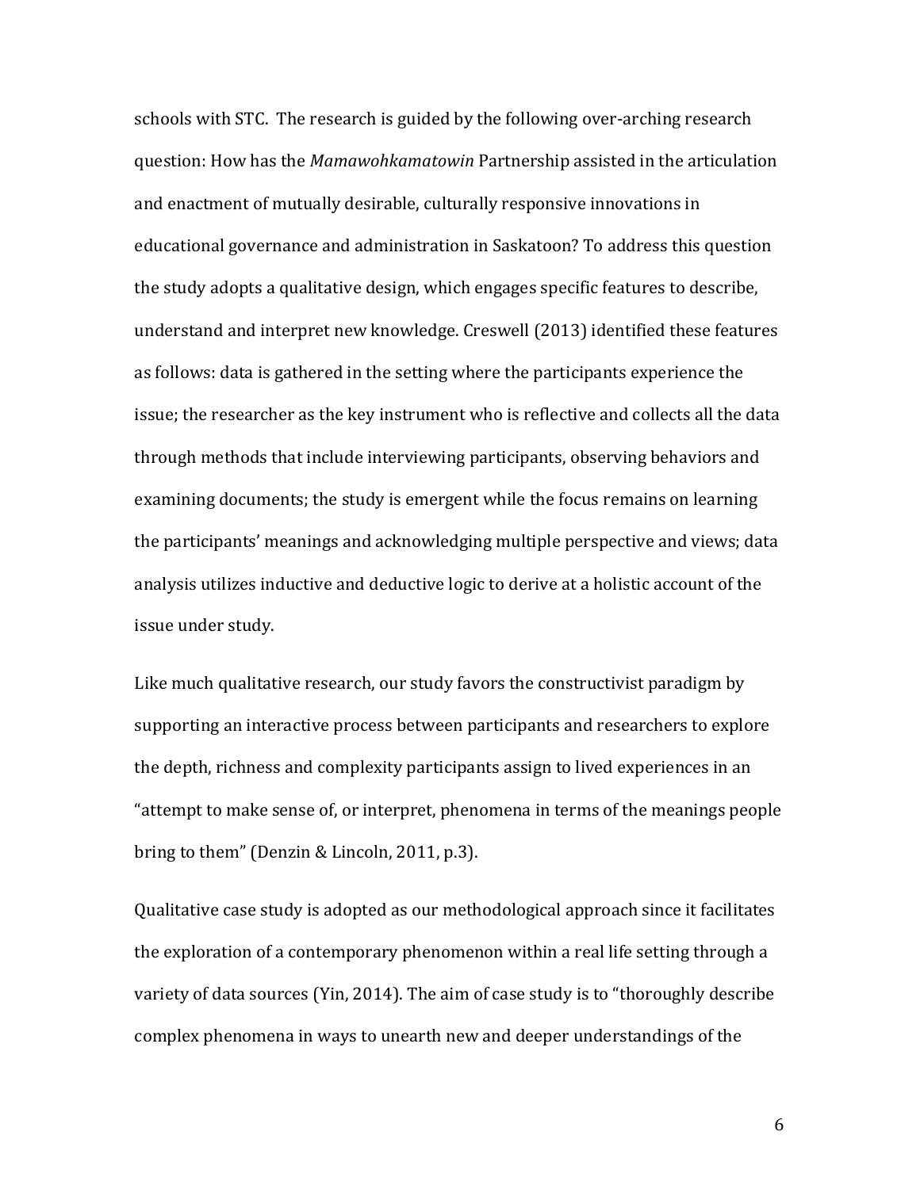schools with STC. The research is guided by the following over-arching research question: How has the *Mamawohkamatowin* Partnership assisted in the articulation and enactment of mutually desirable, culturally responsive innovations in educational governance and administration in Saskatoon? To address this question the study adopts a qualitative design, which engages specific features to describe, understand and interpret new knowledge. Creswell (2013) identified these features as follows: data is gathered in the setting where the participants experience the issue; the researcher as the key instrument who is reflective and collects all the data through methods that include interviewing participants, observing behaviors and examining documents; the study is emergent while the focus remains on learning the participants' meanings and acknowledging multiple perspective and views; data analysis utilizes inductive and deductive logic to derive at a holistic account of the issue under study.

Like much qualitative research, our study favors the constructivist paradigm by supporting an interactive process between participants and researchers to explore the depth, richness and complexity participants assign to lived experiences in an "attempt to make sense of, or interpret, phenomena in terms of the meanings people bring to them" (Denzin & Lincoln, 2011, p.3).

Qualitative case study is adopted as our methodological approach since it facilitates the exploration of a contemporary phenomenon within a real life setting through a variety of data sources (Yin, 2014). The aim of case study is to "thoroughly describe complex phenomena in ways to unearth new and deeper understandings of the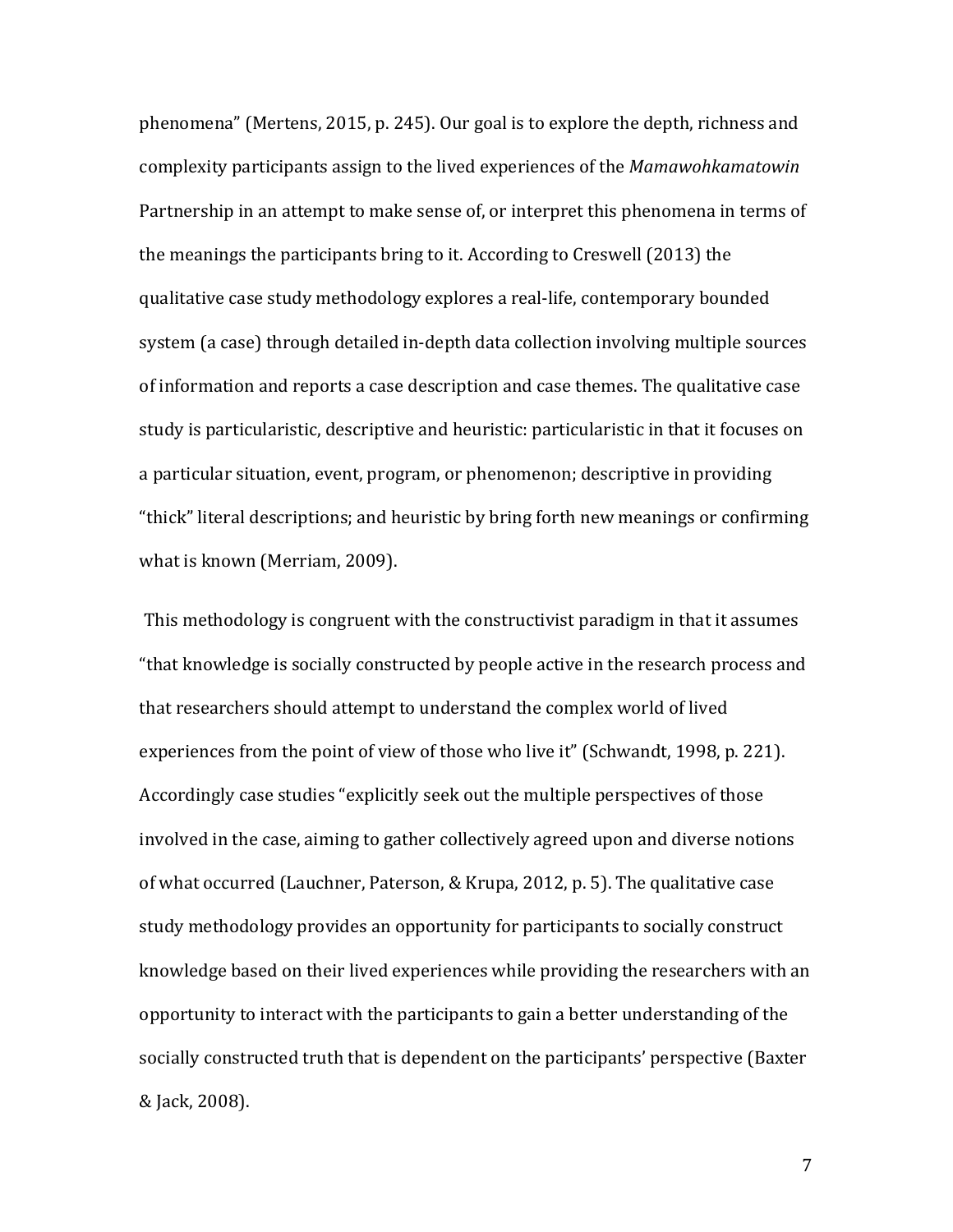phenomena" (Mertens, 2015, p. 245). Our goal is to explore the depth, richness and complexity participants assign to the lived experiences of the *Mamawohkamatowin* Partnership in an attempt to make sense of, or interpret this phenomena in terms of the meanings the participants bring to it. According to Creswell (2013) the qualitative case study methodology explores a real-life, contemporary bounded system (a case) through detailed in-depth data collection involving multiple sources of information and reports a case description and case themes. The qualitative case study is particularistic, descriptive and heuristic: particularistic in that it focuses on a particular situation, event, program, or phenomenon; descriptive in providing "thick" literal descriptions; and heuristic by bring forth new meanings or confirming what is known (Merriam, 2009).

This methodology is congruent with the constructivist paradigm in that it assumes "that knowledge is socially constructed by people active in the research process and that researchers should attempt to understand the complex world of lived experiences from the point of view of those who live it" (Schwandt, 1998, p. 221). Accordingly case studies "explicitly seek out the multiple perspectives of those involved in the case, aiming to gather collectively agreed upon and diverse notions of what occurred (Lauchner, Paterson, & Krupa, 2012, p. 5). The qualitative case study methodology provides an opportunity for participants to socially construct knowledge based on their lived experiences while providing the researchers with an opportunity to interact with the participants to gain a better understanding of the socially constructed truth that is dependent on the participants' perspective (Baxter & Jack, 2008).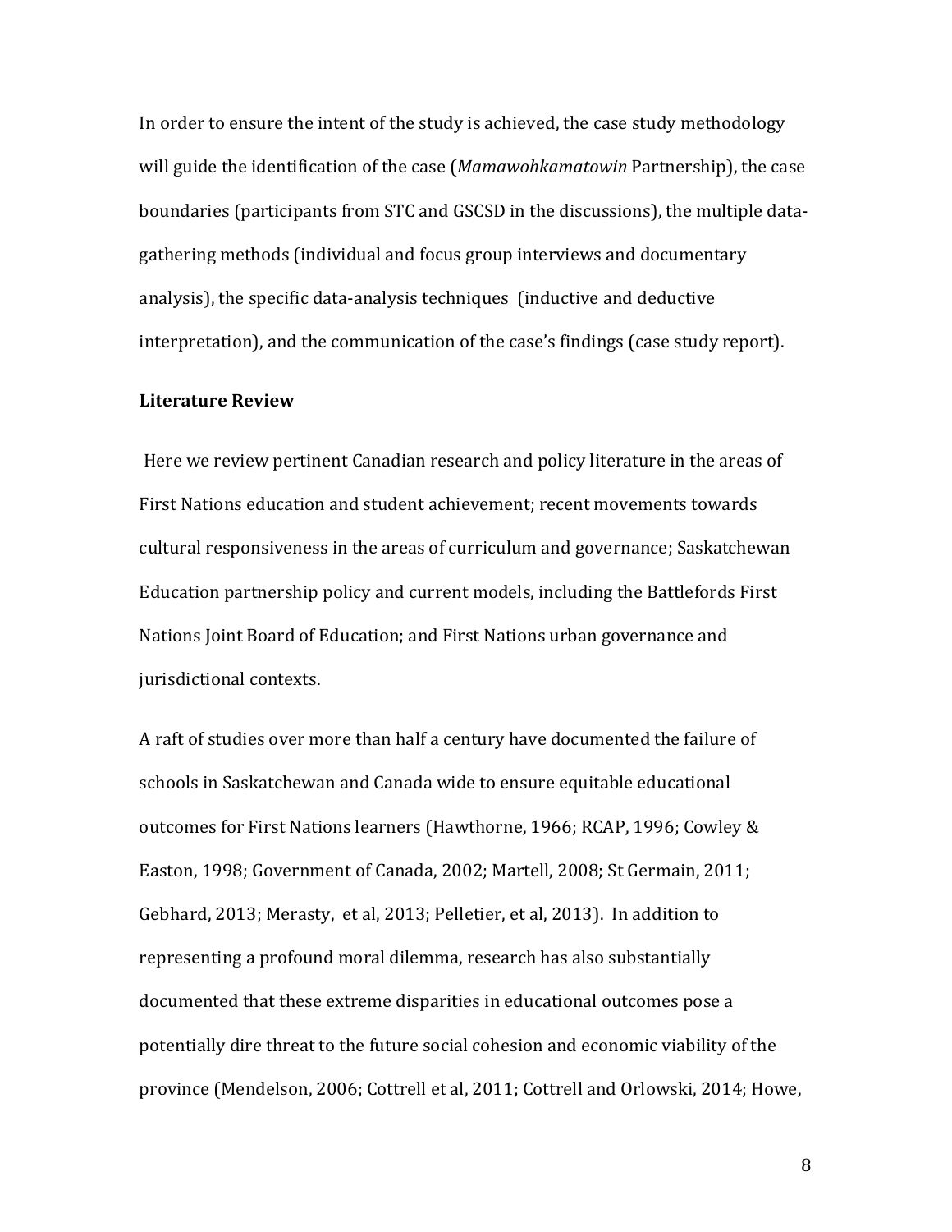In order to ensure the intent of the study is achieved, the case study methodology will guide the identification of the case (*Mamawohkamatowin* Partnership), the case boundaries (participants from STC and GSCSD in the discussions), the multiple data-gathering methods (individual and focus group interviews and documentary analysis), the specific data-analysis techniques (inductive and deductive interpretation), and the communication of the case's findings (case study report).

**Literature Review**

Here we review pertinent Canadian research and policy literature in the areas of First Nations education and student achievement; recent movements towards cultural responsiveness in the areas of curriculum and governance; Saskatchewan Education partnership policy and current models, including the Battlefords First Nations Joint Board of Education; and First Nations urban governance and jurisdictional contexts.

A raft of studies over more than half a century have documented the failure of schools in Saskatchewan and Canada wide to ensure equitable educational outcomes for First Nations learners (Hawthorne, 1966; RCAP, 1996; Cowley & Easton, 1998; Government of Canada, 2002; Martell, 2008; St Germain, 2011; Gebhard, 2013; Merasty, et al, 2013; Pelletier, et al, 2013). In addition to representing a profound moral dilemma, research has also substantially documented that these extreme disparities in educational outcomes pose a potentially dire threat to the future social cohesion and economic viability of the province (Mendelson, 2006; Cottrell et al, 2011; Cottrell and Orlowski, 2014; Howe,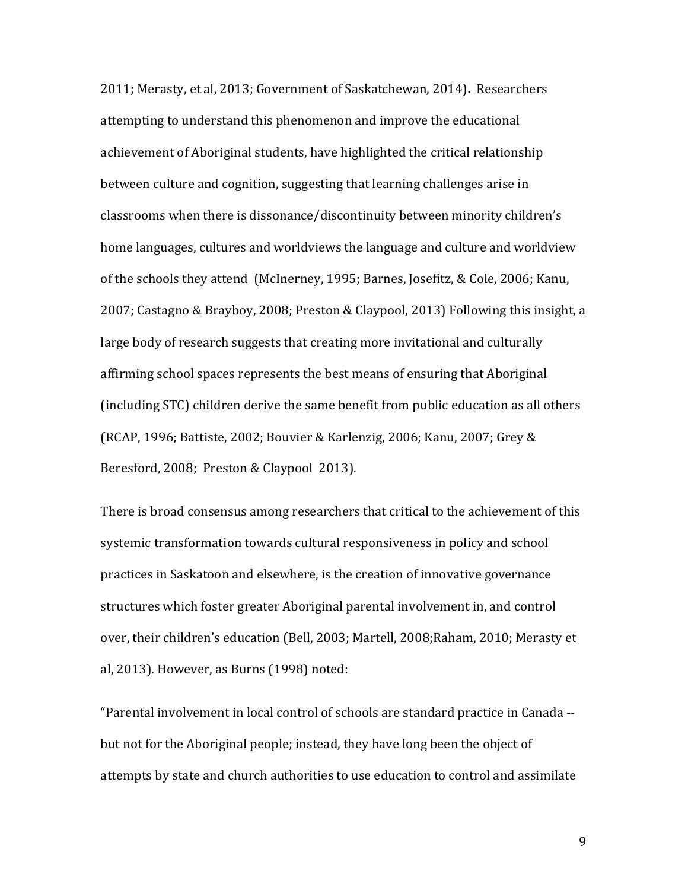2011; Merasty, et al, 2013; Government of Saskatchewan, 2014)**.** Researchers attempting to understand this phenomenon and improve the educational achievement of Aboriginal students, have highlighted the critical relationship between culture and cognition, suggesting that learning challenges arise in classrooms when there is dissonance/discontinuity between minority children's home languages, cultures and worldviews the language and culture and worldview of the schools they attend (McInerney, 1995; Barnes, Josefitz, & Cole, 2006; Kanu, 2007; Castagno & Brayboy, 2008; Preston & Claypool, 2013) Following this insight, a large body of research suggests that creating more invitational and culturally affirming school spaces represents the best means of ensuring that Aboriginal (including STC) children derive the same benefit from public education as all others (RCAP, 1996; Battiste, 2002; Bouvier & Karlenzig, 2006; Kanu, 2007; Grey & Beresford, 2008; Preston & Claypool 2013).

There is broad consensus among researchers that critical to the achievement of this systemic transformation towards cultural responsiveness in policy and school practices in Saskatoon and elsewhere, is the creation of innovative governance structures which foster greater Aboriginal parental involvement in, and control over, their children's education (Bell, 2003; Martell, 2008;Raham, 2010; Merasty et al, 2013). However, as Burns (1998) noted:

"Parental involvement in local control of schools are standard practice in Canada -- but not for the Aboriginal people; instead, they have long been the object of attempts by state and church authorities to use education to control and assimilate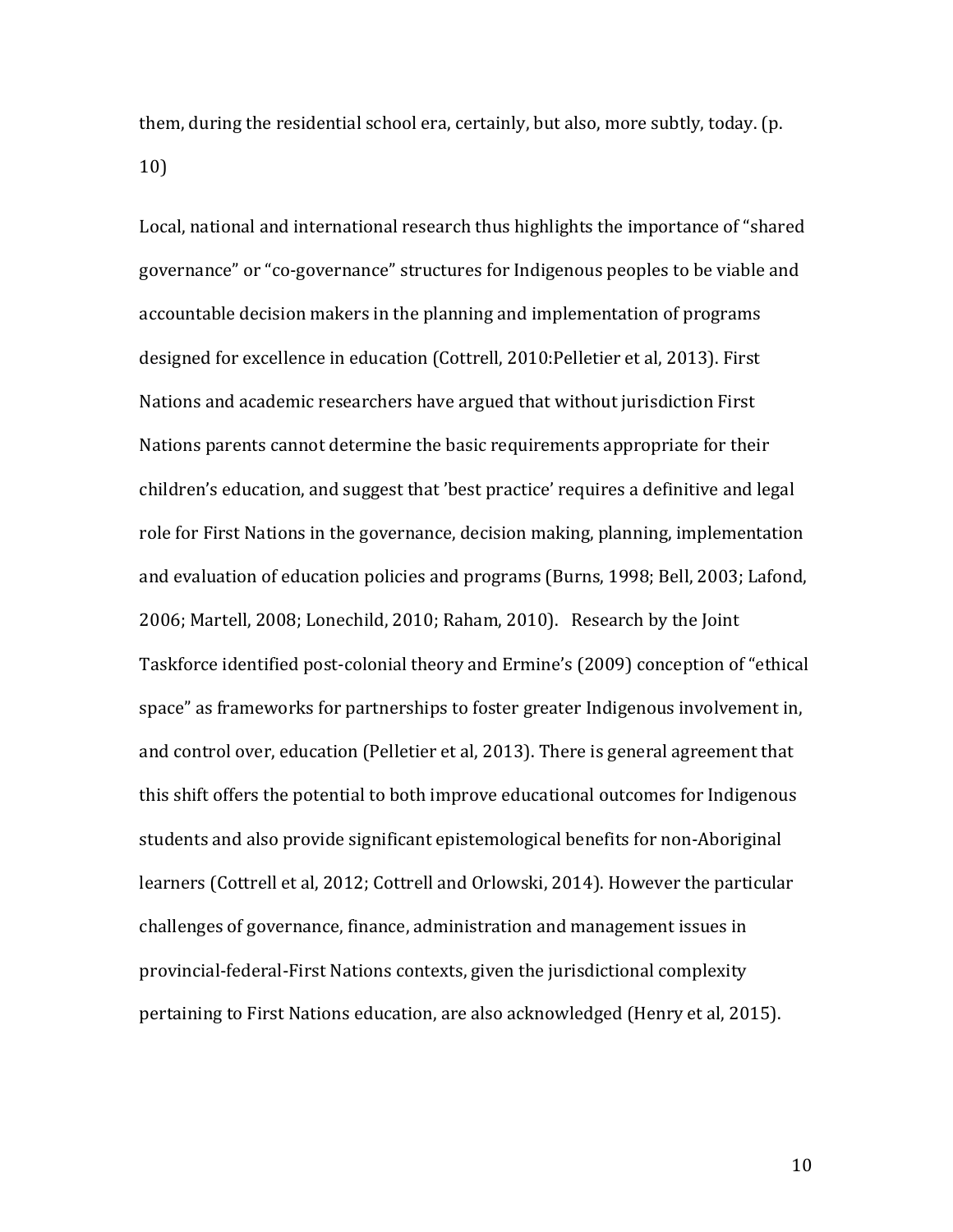them, during the residential school era, certainly, but also, more subtly, today. (p. 10)

Local, national and international research thus highlights the importance of "shared governance" or "co-governance" structures for Indigenous peoples to be viable and accountable decision makers in the planning and implementation of programs designed for excellence in education (Cottrell, 2010:Pelletier et al, 2013). First Nations and academic researchers have argued that without jurisdiction First Nations parents cannot determine the basic requirements appropriate for their children's education, and suggest that 'best practice' requires a definitive and legal role for First Nations in the governance, decision making, planning, implementation and evaluation of education policies and programs (Burns, 1998; Bell, 2003; Lafond, 2006; Martell, 2008; Lonechild, 2010; Raham, 2010). Research by the Joint Taskforce identified post-colonial theory and Ermine's (2009) conception of "ethical space" as frameworks for partnerships to foster greater Indigenous involvement in, and control over, education (Pelletier et al, 2013). There is general agreement that this shift offers the potential to both improve educational outcomes for Indigenous students and also provide significant epistemological benefits for non-Aboriginal learners (Cottrell et al, 2012; Cottrell and Orlowski, 2014). However the particular challenges of governance, finance, administration and management issues in provincial-federal-First Nations contexts, given the jurisdictional complexity pertaining to First Nations education, are also acknowledged (Henry et al, 2015).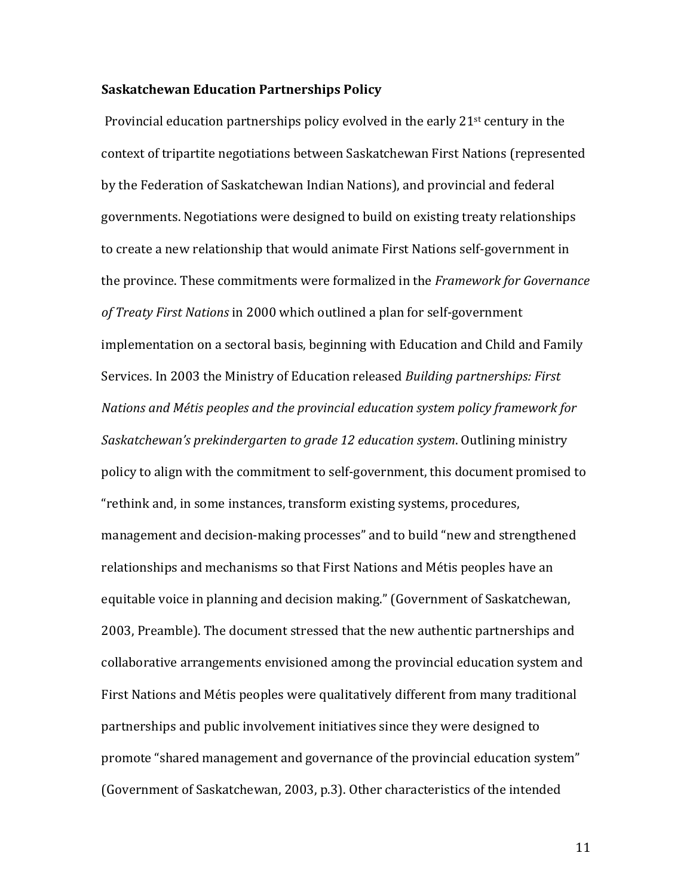**Saskatchewan Education Partnerships Policy**

Provincial education partnerships policy evolved in the early 21st century in the context of tripartite negotiations between Saskatchewan First Nations (represented by the Federation of Saskatchewan Indian Nations), and provincial and federal governments. Negotiations were designed to build on existing treaty relationships to create a new relationship that would animate First Nations self-government in the province. These commitments were formalized in the *Framework for Governance of Treaty First Nations* in 2000 which outlined a plan for self-government implementation on a sectoral basis, beginning with Education and Child and Family Services. In 2003 the Ministry of Education released *Building partnerships: First Nations and Métis peoples and the provincial education system policy framework for Saskatchewan's prekindergarten to grade 12 education system*. Outlining ministry policy to align with the commitment to self-government, this document promised to "rethink and, in some instances, transform existing systems, procedures, management and decision-making processes" and to build "new and strengthened relationships and mechanisms so that First Nations and Métis peoples have an equitable voice in planning and decision making." (Government of Saskatchewan, 2003, Preamble). The document stressed that the new authentic partnerships and collaborative arrangements envisioned among the provincial education system and First Nations and Métis peoples were qualitatively different from many traditional partnerships and public involvement initiatives since they were designed to promote "shared management and governance of the provincial education system" (Government of Saskatchewan, 2003, p.3). Other characteristics of the intended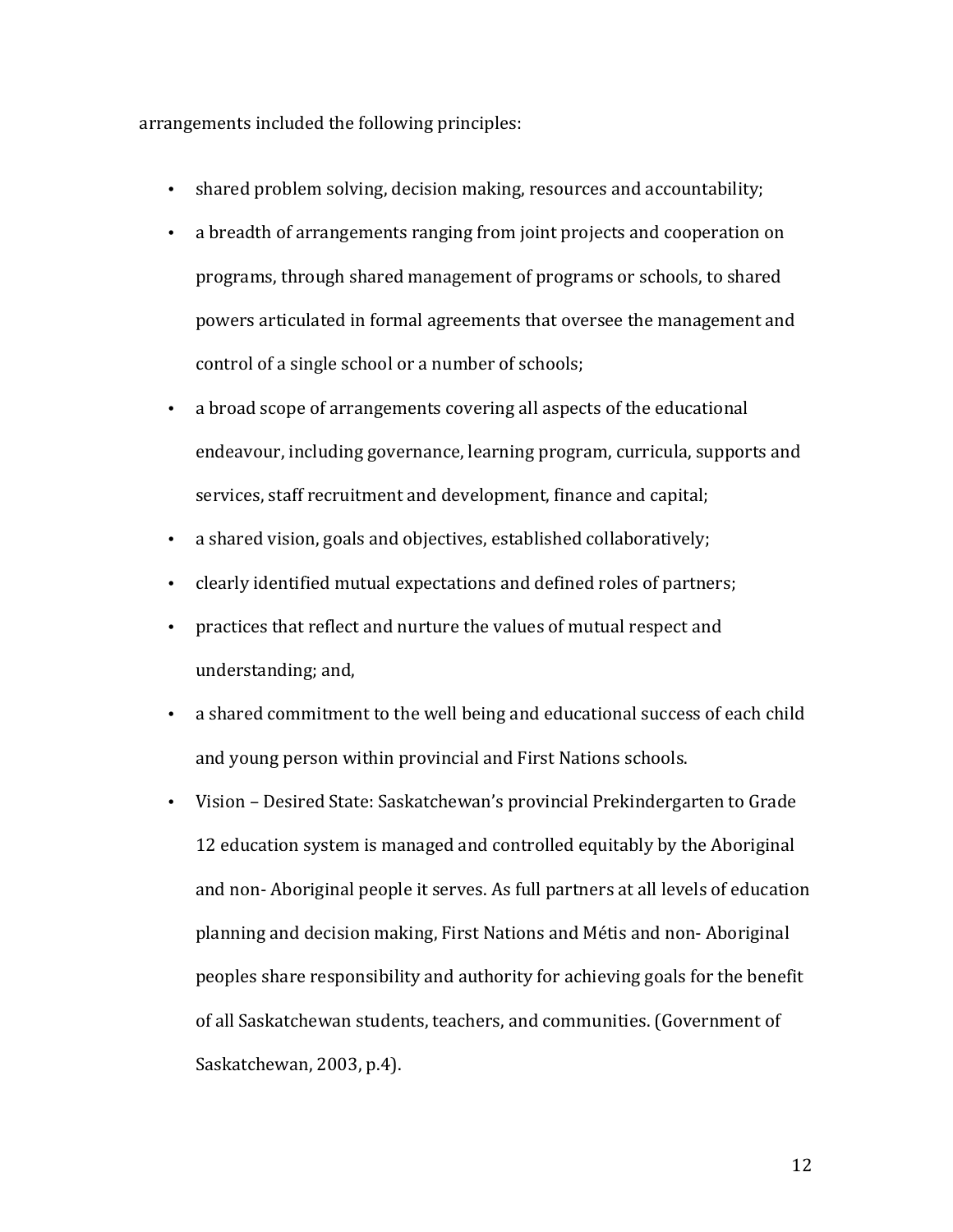arrangements included the following principles:

- shared problem solving, decision making, resources and accountability;
- a breadth of arrangements ranging from joint projects and cooperation on programs, through shared management of programs or schools, to shared powers articulated in formal agreements that oversee the management and control of a single school or a number of schools;
- a broad scope of arrangements covering all aspects of the educational endeavour, including governance, learning program, curricula, supports and services, staff recruitment and development, finance and capital;
- a shared vision, goals and objectives, established collaboratively;
- clearly identified mutual expectations and defined roles of partners;
- practices that reflect and nurture the values of mutual respect and understanding; and,
- a shared commitment to the well being and educational success of each child and young person within provincial and First Nations schools.
- Vision – Desired State: Saskatchewan's provincial Prekindergarten to Grade 12 education system is managed and controlled equitably by the Aboriginal and non- Aboriginal people it serves. As full partners at all levels of education planning and decision making, First Nations and Métis and non- Aboriginal peoples share responsibility and authority for achieving goals for the benefit of all Saskatchewan students, teachers, and communities. (Government of Saskatchewan, 2003, p.4).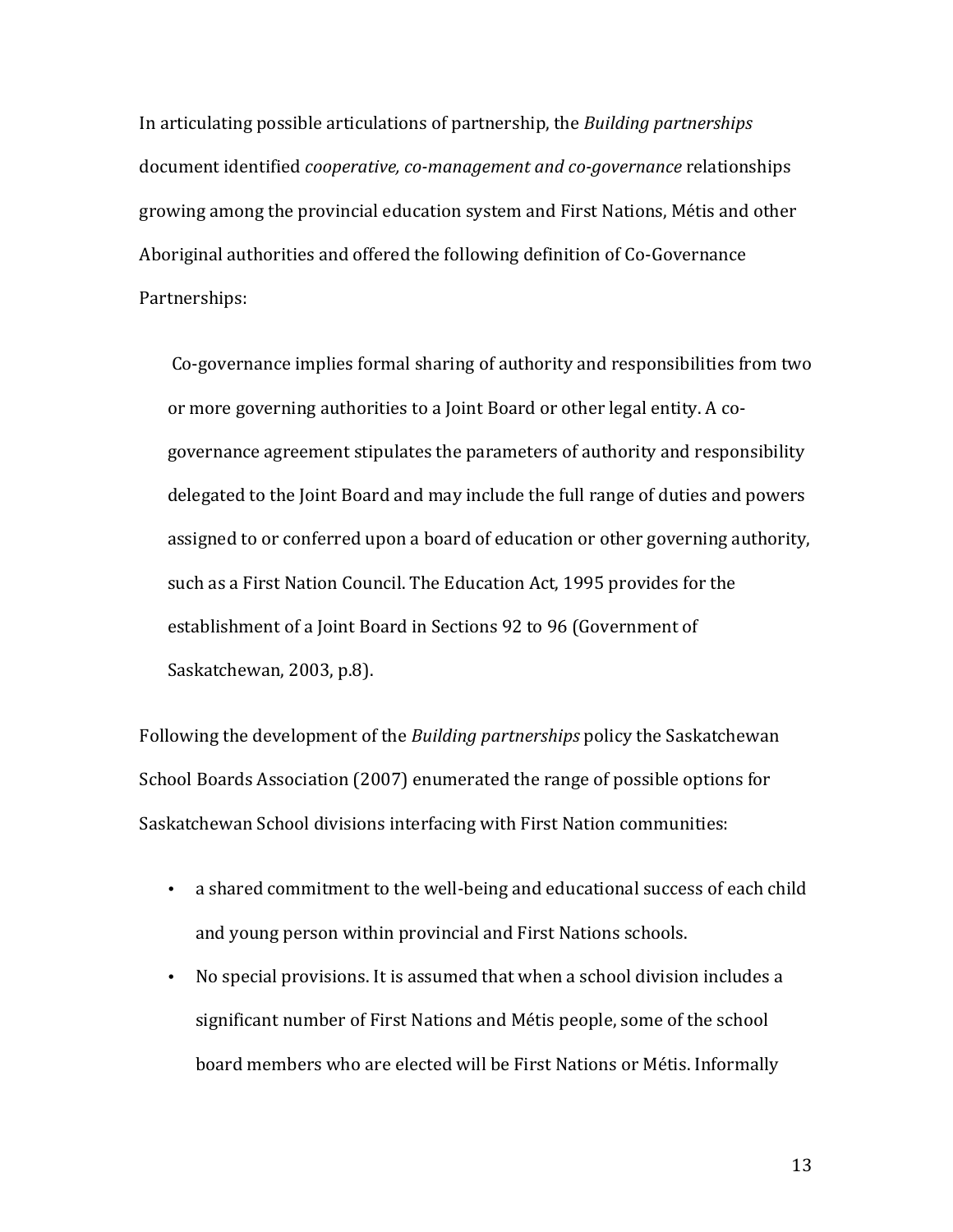In articulating possible articulations of partnership, the *Building partnerships* document identified *cooperative, co-management and co-governance* relationships growing among the provincial education system and First Nations, Métis and other Aboriginal authorities and offered the following definition of Co-Governance Partnerships:

> Co-governance implies formal sharing of authority and responsibilities from two or more governing authorities to a Joint Board or other legal entity. A co-governance agreement stipulates the parameters of authority and responsibility delegated to the Joint Board and may include the full range of duties and powers assigned to or conferred upon a board of education or other governing authority, such as a First Nation Council. The Education Act, 1995 provides for the establishment of a Joint Board in Sections 92 to 96 (Government of Saskatchewan, 2003, p.8).

Following the development of the *Building partnerships* policy the Saskatchewan School Boards Association (2007) enumerated the range of possible options for Saskatchewan School divisions interfacing with First Nation communities:

- a shared commitment to the well-being and educational success of each child and young person within provincial and First Nations schools.
- No special provisions. It is assumed that when a school division includes a significant number of First Nations and Métis people, some of the school board members who are elected will be First Nations or Métis. Informally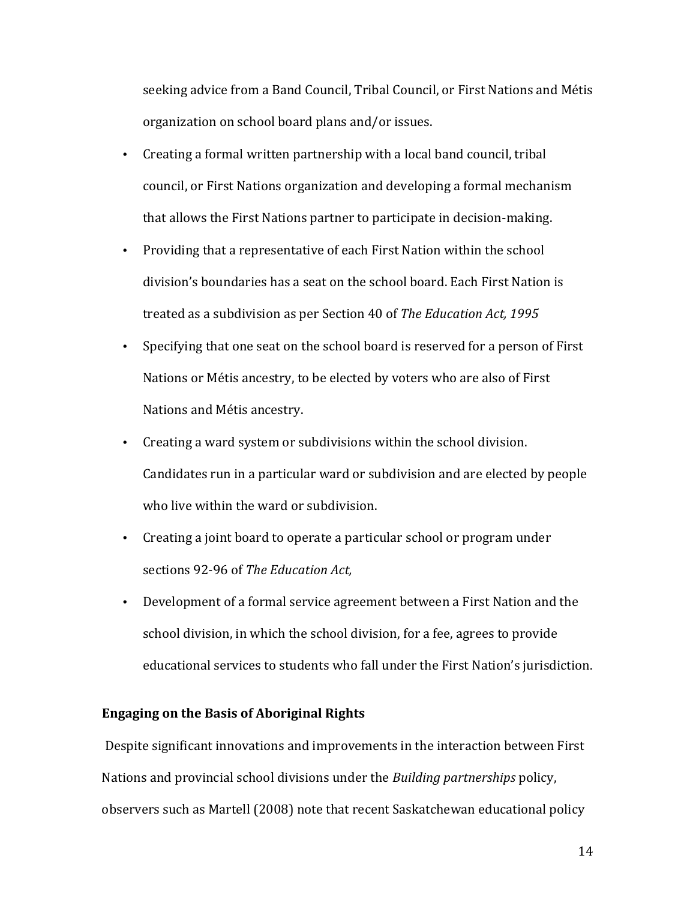seeking advice from a Band Council, Tribal Council, or First Nations and Métis organization on school board plans and/or issues.

- Creating a formal written partnership with a local band council, tribal council, or First Nations organization and developing a formal mechanism that allows the First Nations partner to participate in decision-making.
- Providing that a representative of each First Nation within the school division's boundaries has a seat on the school board. Each First Nation is treated as a subdivision as per Section 40 of *The Education Act, 1995*
- Specifying that one seat on the school board is reserved for a person of First Nations or Métis ancestry, to be elected by voters who are also of First Nations and Métis ancestry.
- Creating a ward system or subdivisions within the school division. Candidates run in a particular ward or subdivision and are elected by people who live within the ward or subdivision.
- Creating a joint board to operate a particular school or program under sections 92-96 of *The Education Act,*
- Development of a formal service agreement between a First Nation and the school division, in which the school division, for a fee, agrees to provide educational services to students who fall under the First Nation's jurisdiction.

**Engaging on the Basis of Aboriginal Rights**

Despite significant innovations and improvements in the interaction between First Nations and provincial school divisions under the *Building partnerships* policy, observers such as Martell (2008) note that recent Saskatchewan educational policy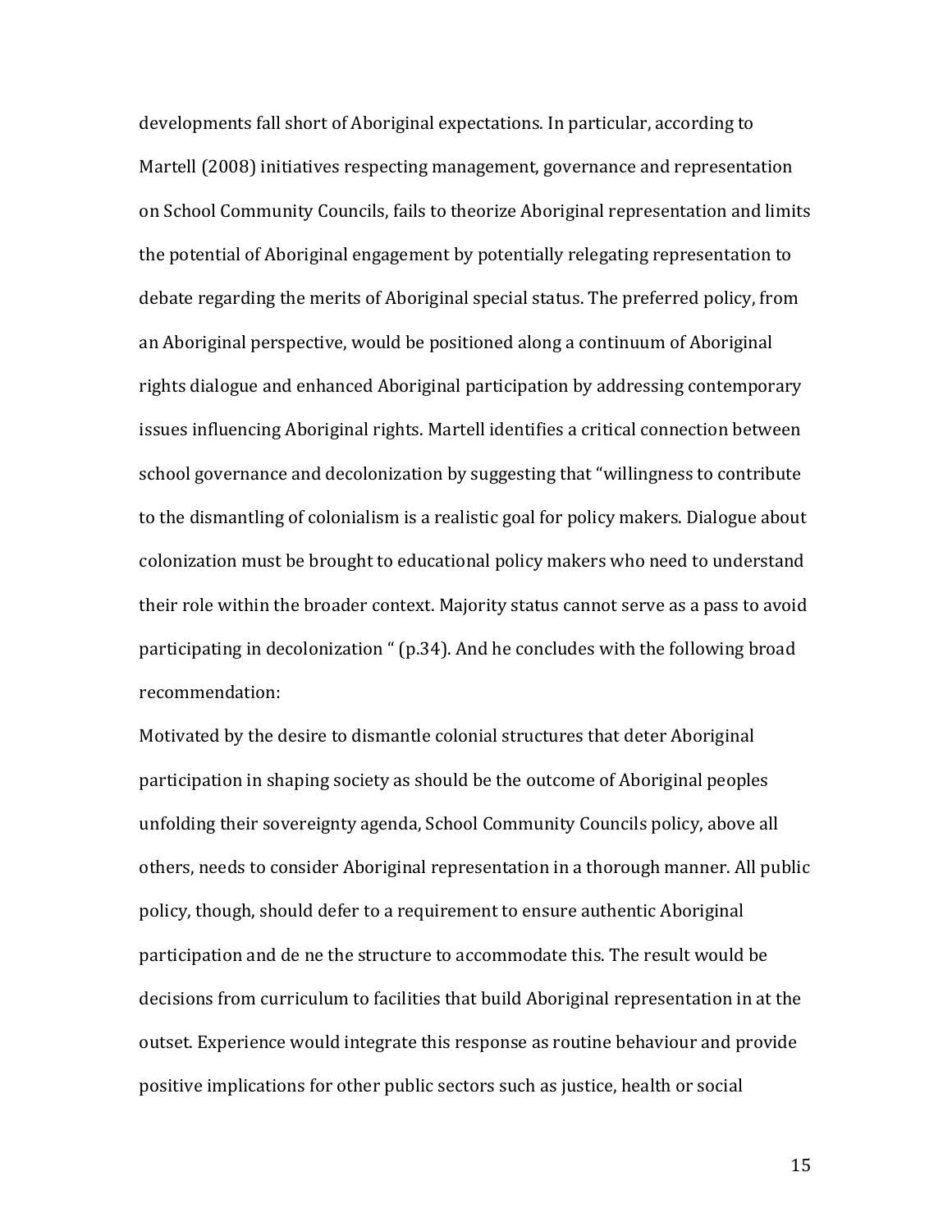developments fall short of Aboriginal expectations. In particular, according to Martell (2008) initiatives respecting management, governance and representation on School Community Councils, fails to theorize Aboriginal representation and limits the potential of Aboriginal engagement by potentially relegating representation to debate regarding the merits of Aboriginal special status. The preferred policy, from an Aboriginal perspective, would be positioned along a continuum of Aboriginal rights dialogue and enhanced Aboriginal participation by addressing contemporary issues influencing Aboriginal rights. Martell identifies a critical connection between school governance and decolonization by suggesting that "willingness to contribute to the dismantling of colonialism is a realistic goal for policy makers. Dialogue about colonization must be brought to educational policy makers who need to understand their role within the broader context. Majority status cannot serve as a pass to avoid participating in decolonization " (p.34). And he concludes with the following broad recommendation:

Motivated by the desire to dismantle colonial structures that deter Aboriginal participation in shaping society as should be the outcome of Aboriginal peoples unfolding their sovereignty agenda, School Community Councils policy, above all others, needs to consider Aboriginal representation in a thorough manner. All public policy, though, should defer to a requirement to ensure authentic Aboriginal participation and de ne the structure to accommodate this. The result would be decisions from curriculum to facilities that build Aboriginal representation in at the outset. Experience would integrate this response as routine behaviour and provide positive implications for other public sectors such as justice, health or social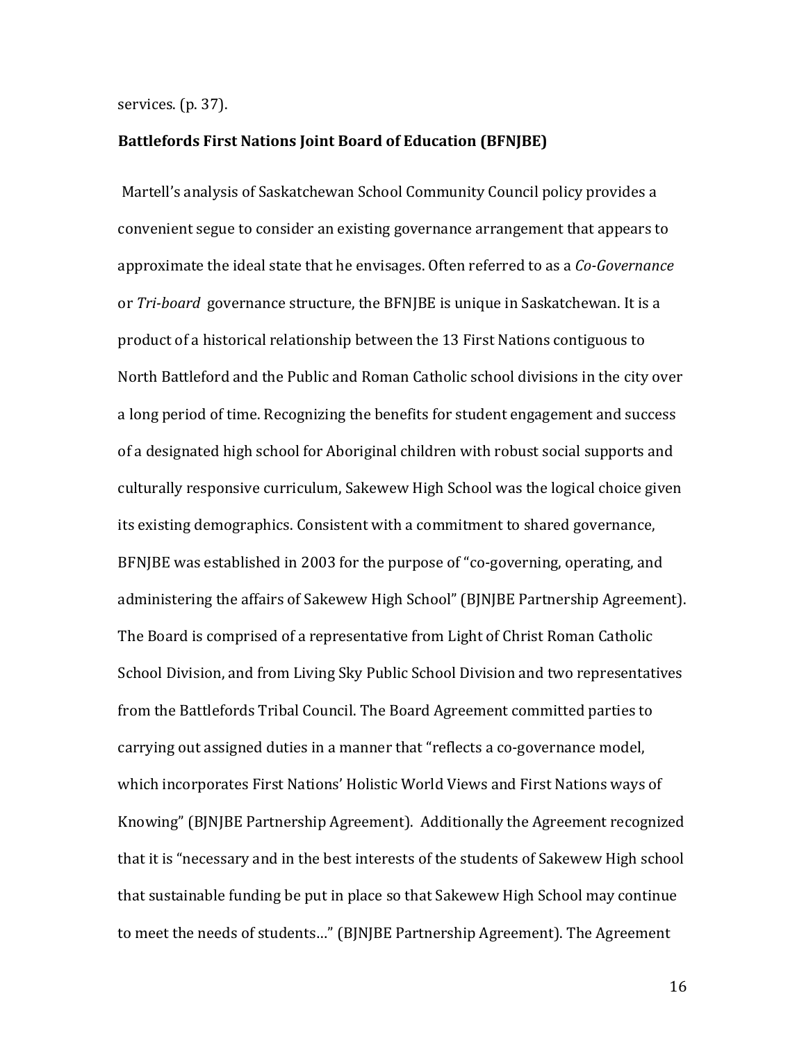services. (p. 37).

**Battlefords First Nations Joint Board of Education (BFNJBE)**

Martell's analysis of Saskatchewan School Community Council policy provides a convenient segue to consider an existing governance arrangement that appears to approximate the ideal state that he envisages. Often referred to as a *Co-Governance* or *Tri-board* governance structure, the BFNJBE is unique in Saskatchewan. It is a product of a historical relationship between the 13 First Nations contiguous to North Battleford and the Public and Roman Catholic school divisions in the city over a long period of time. Recognizing the benefits for student engagement and success of a designated high school for Aboriginal children with robust social supports and culturally responsive curriculum, Sakewew High School was the logical choice given its existing demographics. Consistent with a commitment to shared governance, BFNJBE was established in 2003 for the purpose of "co-governing, operating, and administering the affairs of Sakewew High School" (BJNJBE Partnership Agreement). The Board is comprised of a representative from Light of Christ Roman Catholic School Division, and from Living Sky Public School Division and two representatives from the Battlefords Tribal Council. The Board Agreement committed parties to carrying out assigned duties in a manner that "reflects a co-governance model, which incorporates First Nations' Holistic World Views and First Nations ways of Knowing" (BJNJBE Partnership Agreement). Additionally the Agreement recognized that it is "necessary and in the best interests of the students of Sakewew High school that sustainable funding be put in place so that Sakewew High School may continue to meet the needs of students…" (BJNJBE Partnership Agreement). The Agreement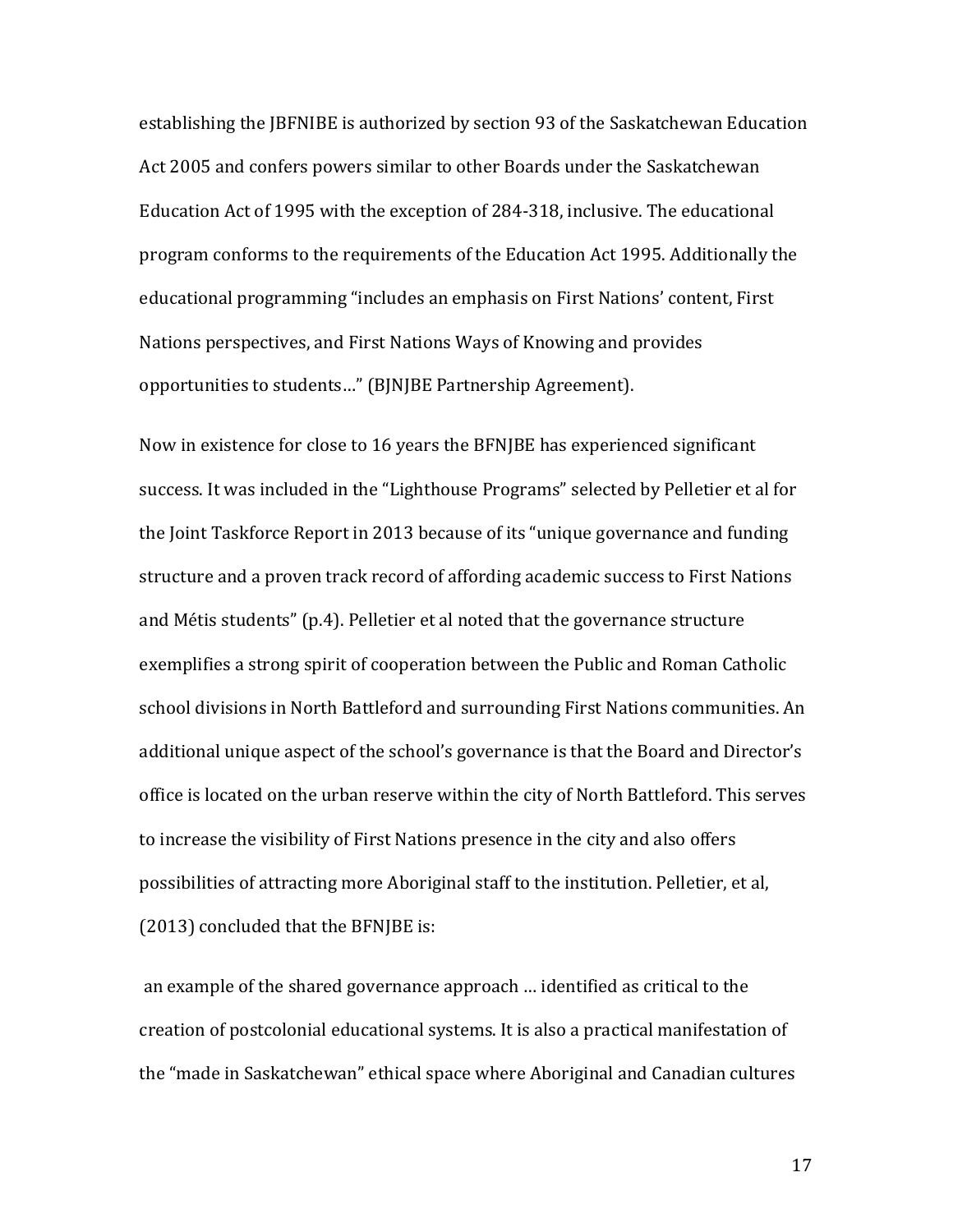establishing the JBFNIBE is authorized by section 93 of the Saskatchewan Education Act 2005 and confers powers similar to other Boards under the Saskatchewan Education Act of 1995 with the exception of 284-318, inclusive. The educational program conforms to the requirements of the Education Act 1995. Additionally the educational programming "includes an emphasis on First Nations' content, First Nations perspectives, and First Nations Ways of Knowing and provides opportunities to students…" (BJNJBE Partnership Agreement).

Now in existence for close to 16 years the BFNJBE has experienced significant success. It was included in the "Lighthouse Programs" selected by Pelletier et al for the Joint Taskforce Report in 2013 because of its "unique governance and funding structure and a proven track record of affording academic success to First Nations and Métis students" (p.4). Pelletier et al noted that the governance structure exemplifies a strong spirit of cooperation between the Public and Roman Catholic school divisions in North Battleford and surrounding First Nations communities. An additional unique aspect of the school's governance is that the Board and Director's office is located on the urban reserve within the city of North Battleford. This serves to increase the visibility of First Nations presence in the city and also offers possibilities of attracting more Aboriginal staff to the institution. Pelletier, et al, (2013) concluded that the BFNJBE is:

> an example of the shared governance approach … identified as critical to the creation of postcolonial educational systems. It is also a practical manifestation of the "made in Saskatchewan" ethical space where Aboriginal and Canadian cultures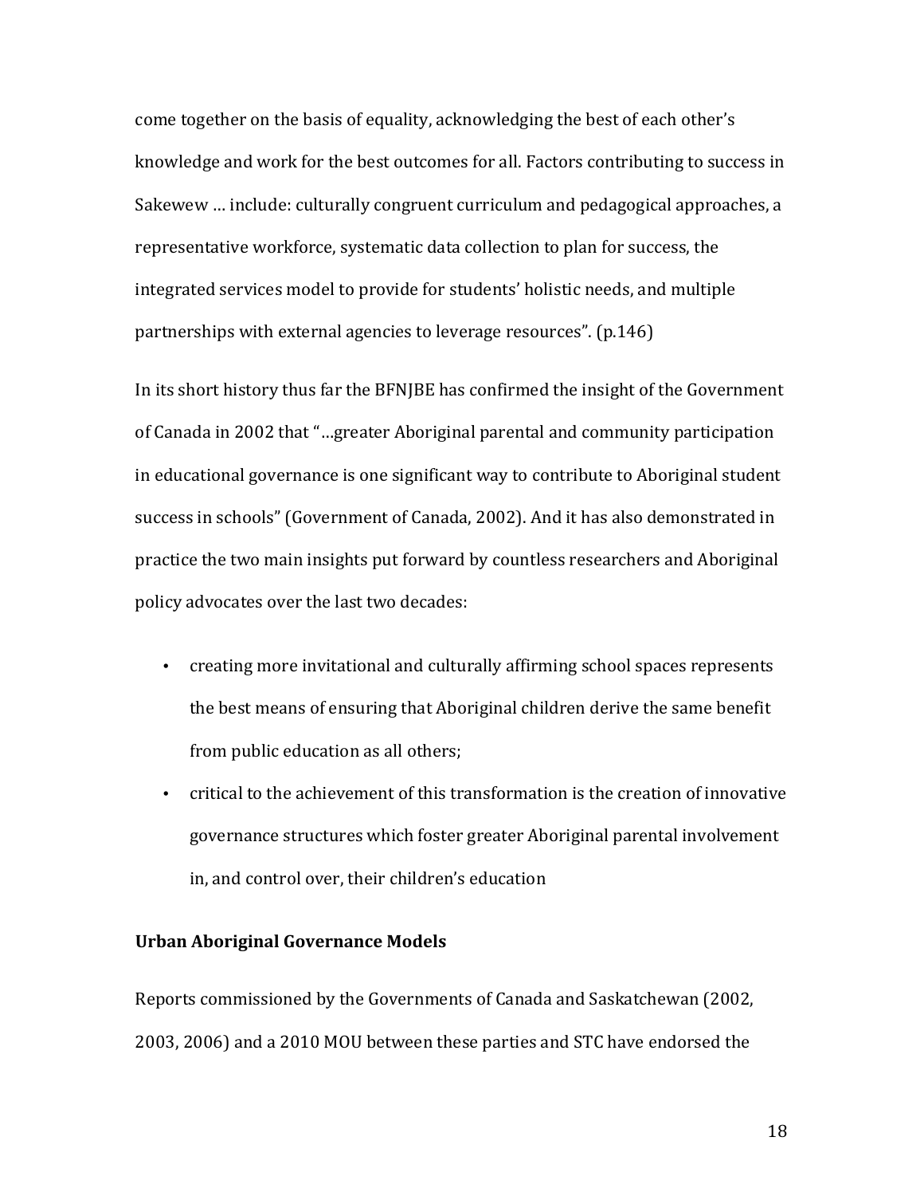come together on the basis of equality, acknowledging the best of each other's knowledge and work for the best outcomes for all. Factors contributing to success in Sakewew … include: culturally congruent curriculum and pedagogical approaches, a representative workforce, systematic data collection to plan for success, the integrated services model to provide for students' holistic needs, and multiple partnerships with external agencies to leverage resources". (p.146)

In its short history thus far the BFNJBE has confirmed the insight of the Government of Canada in 2002 that "…greater Aboriginal parental and community participation in educational governance is one significant way to contribute to Aboriginal student success in schools" (Government of Canada, 2002). And it has also demonstrated in practice the two main insights put forward by countless researchers and Aboriginal policy advocates over the last two decades:

- creating more invitational and culturally affirming school spaces represents the best means of ensuring that Aboriginal children derive the same benefit from public education as all others;
- critical to the achievement of this transformation is the creation of innovative governance structures which foster greater Aboriginal parental involvement in, and control over, their children's education

**Urban Aboriginal Governance Models**

Reports commissioned by the Governments of Canada and Saskatchewan (2002, 2003, 2006) and a 2010 MOU between these parties and STC have endorsed the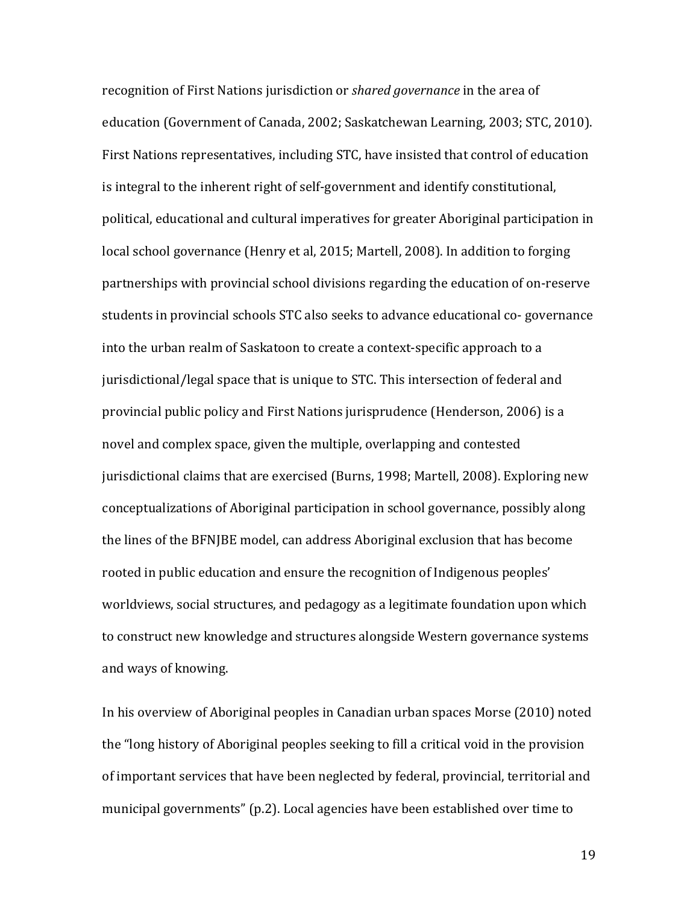recognition of First Nations jurisdiction or *shared governance* in the area of education (Government of Canada, 2002; Saskatchewan Learning, 2003; STC, 2010). First Nations representatives, including STC, have insisted that control of education is integral to the inherent right of self-government and identify constitutional, political, educational and cultural imperatives for greater Aboriginal participation in local school governance (Henry et al, 2015; Martell, 2008). In addition to forging partnerships with provincial school divisions regarding the education of on-reserve students in provincial schools STC also seeks to advance educational co- governance into the urban realm of Saskatoon to create a context-specific approach to a jurisdictional/legal space that is unique to STC. This intersection of federal and provincial public policy and First Nations jurisprudence (Henderson, 2006) is a novel and complex space, given the multiple, overlapping and contested jurisdictional claims that are exercised (Burns, 1998; Martell, 2008). Exploring new conceptualizations of Aboriginal participation in school governance, possibly along the lines of the BFNJBE model, can address Aboriginal exclusion that has become rooted in public education and ensure the recognition of Indigenous peoples' worldviews, social structures, and pedagogy as a legitimate foundation upon which to construct new knowledge and structures alongside Western governance systems and ways of knowing.

In his overview of Aboriginal peoples in Canadian urban spaces Morse (2010) noted the "long history of Aboriginal peoples seeking to fill a critical void in the provision of important services that have been neglected by federal, provincial, territorial and municipal governments" (p.2). Local agencies have been established over time to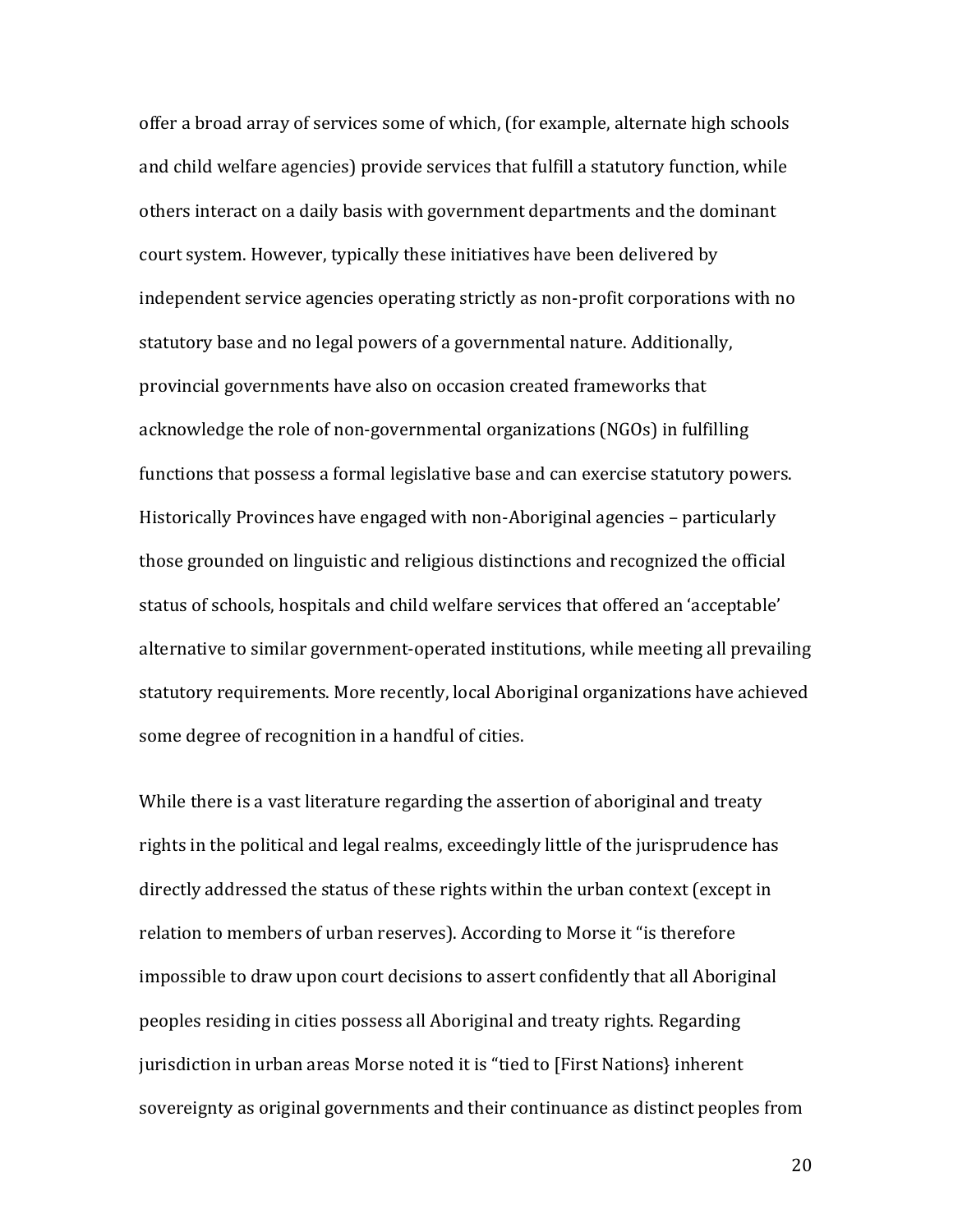offer a broad array of services some of which, (for example, alternate high schools and child welfare agencies) provide services that fulfill a statutory function, while others interact on a daily basis with government departments and the dominant court system. However, typically these initiatives have been delivered by independent service agencies operating strictly as non-profit corporations with no statutory base and no legal powers of a governmental nature. Additionally, provincial governments have also on occasion created frameworks that acknowledge the role of non-governmental organizations (NGOs) in fulfilling functions that possess a formal legislative base and can exercise statutory powers. Historically Provinces have engaged with non-Aboriginal agencies – particularly those grounded on linguistic and religious distinctions and recognized the official status of schools, hospitals and child welfare services that offered an 'acceptable' alternative to similar government-operated institutions, while meeting all prevailing statutory requirements. More recently, local Aboriginal organizations have achieved some degree of recognition in a handful of cities.

While there is a vast literature regarding the assertion of aboriginal and treaty rights in the political and legal realms, exceedingly little of the jurisprudence has directly addressed the status of these rights within the urban context (except in relation to members of urban reserves). According to Morse it "is therefore impossible to draw upon court decisions to assert confidently that all Aboriginal peoples residing in cities possess all Aboriginal and treaty rights. Regarding jurisdiction in urban areas Morse noted it is "tied to [First Nations} inherent sovereignty as original governments and their continuance as distinct peoples from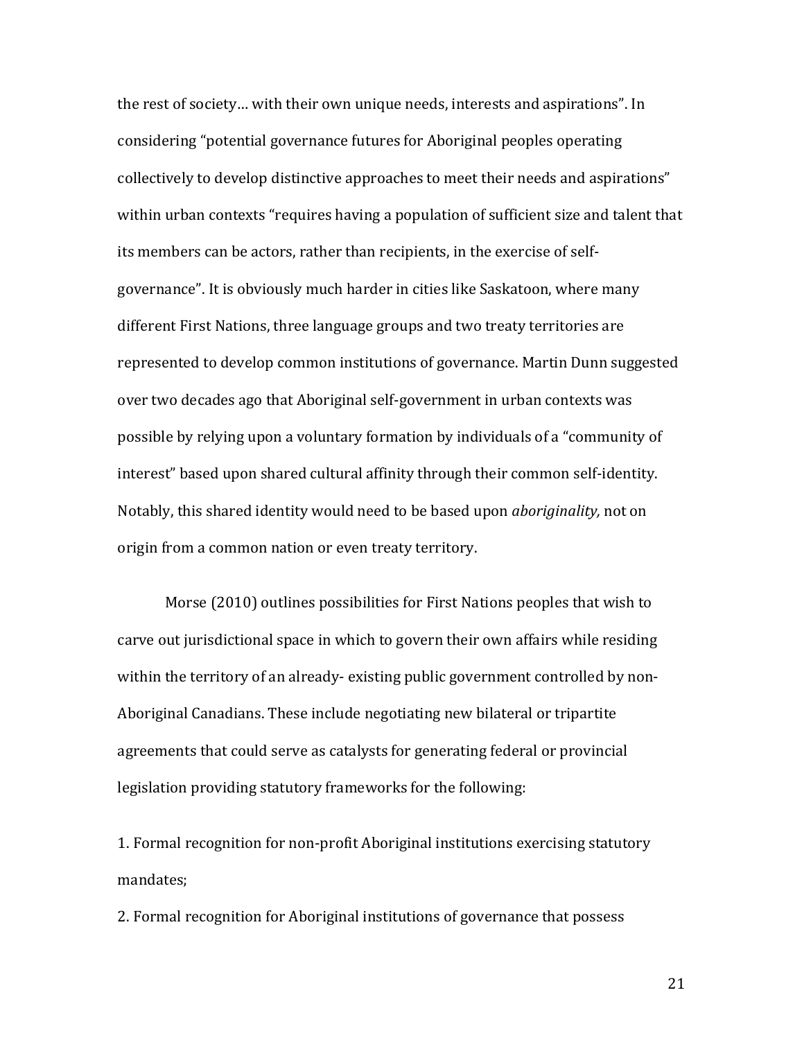the rest of society… with their own unique needs, interests and aspirations". In considering "potential governance futures for Aboriginal peoples operating collectively to develop distinctive approaches to meet their needs and aspirations" within urban contexts "requires having a population of sufficient size and talent that its members can be actors, rather than recipients, in the exercise of self-governance". It is obviously much harder in cities like Saskatoon, where many different First Nations, three language groups and two treaty territories are represented to develop common institutions of governance. Martin Dunn suggested over two decades ago that Aboriginal self-government in urban contexts was possible by relying upon a voluntary formation by individuals of a "community of interest" based upon shared cultural affinity through their common self-identity. Notably, this shared identity would need to be based upon *aboriginality,* not on origin from a common nation or even treaty territory.

Morse (2010) outlines possibilities for First Nations peoples that wish to carve out jurisdictional space in which to govern their own affairs while residing within the territory of an already- existing public government controlled by non-Aboriginal Canadians. These include negotiating new bilateral or tripartite agreements that could serve as catalysts for generating federal or provincial legislation providing statutory frameworks for the following:

1. Formal recognition for non-profit Aboriginal institutions exercising statutory mandates;
2. Formal recognition for Aboriginal institutions of governance that possess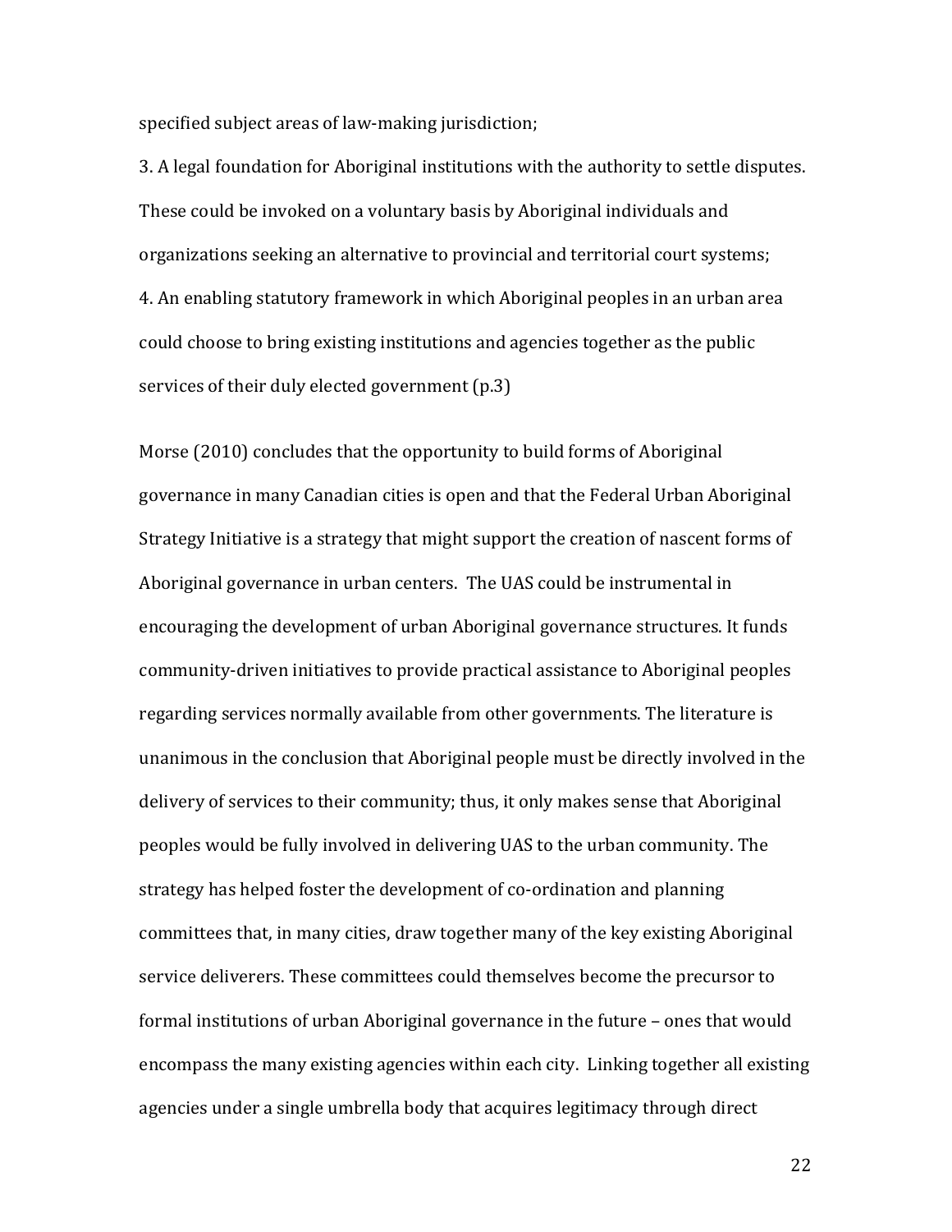specified subject areas of law-making jurisdiction;

3. A legal foundation for Aboriginal institutions with the authority to settle disputes. These could be invoked on a voluntary basis by Aboriginal individuals and organizations seeking an alternative to provincial and territorial court systems;
4. An enabling statutory framework in which Aboriginal peoples in an urban area could choose to bring existing institutions and agencies together as the public services of their duly elected government (p.3)

Morse (2010) concludes that the opportunity to build forms of Aboriginal governance in many Canadian cities is open and that the Federal Urban Aboriginal Strategy Initiative is a strategy that might support the creation of nascent forms of Aboriginal governance in urban centers. The UAS could be instrumental in encouraging the development of urban Aboriginal governance structures. It funds community-driven initiatives to provide practical assistance to Aboriginal peoples regarding services normally available from other governments. The literature is unanimous in the conclusion that Aboriginal people must be directly involved in the delivery of services to their community; thus, it only makes sense that Aboriginal peoples would be fully involved in delivering UAS to the urban community. The strategy has helped foster the development of co-ordination and planning committees that, in many cities, draw together many of the key existing Aboriginal service deliverers. These committees could themselves become the precursor to formal institutions of urban Aboriginal governance in the future – ones that would encompass the many existing agencies within each city. Linking together all existing agencies under a single umbrella body that acquires legitimacy through direct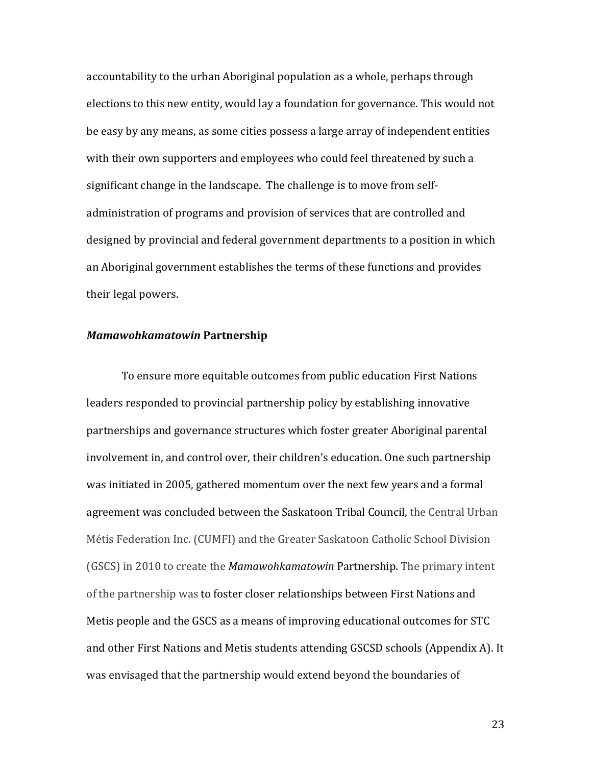accountability to the urban Aboriginal population as a whole, perhaps through elections to this new entity, would lay a foundation for governance. This would not be easy by any means, as some cities possess a large array of independent entities with their own supporters and employees who could feel threatened by such a significant change in the landscape. The challenge is to move from self-administration of programs and provision of services that are controlled and designed by provincial and federal government departments to a position in which an Aboriginal government establishes the terms of these functions and provides their legal powers.

### ***Mamawohkamatowin*** **Partnership**

To ensure more equitable outcomes from public education First Nations leaders responded to provincial partnership policy by establishing innovative partnerships and governance structures which foster greater Aboriginal parental involvement in, and control over, their children's education. One such partnership was initiated in 2005, gathered momentum over the next few years and a formal agreement was concluded between the Saskatoon Tribal Council, the Central Urban Métis Federation Inc. (CUMFI) and the Greater Saskatoon Catholic School Division (GSCS) in 2010 to create the *Mamawohkamatowin* Partnership. The primary intent of the partnership was to foster closer relationships between First Nations and Metis people and the GSCS as a means of improving educational outcomes for STC and other First Nations and Metis students attending GSCSD schools (Appendix A). It was envisaged that the partnership would extend beyond the boundaries of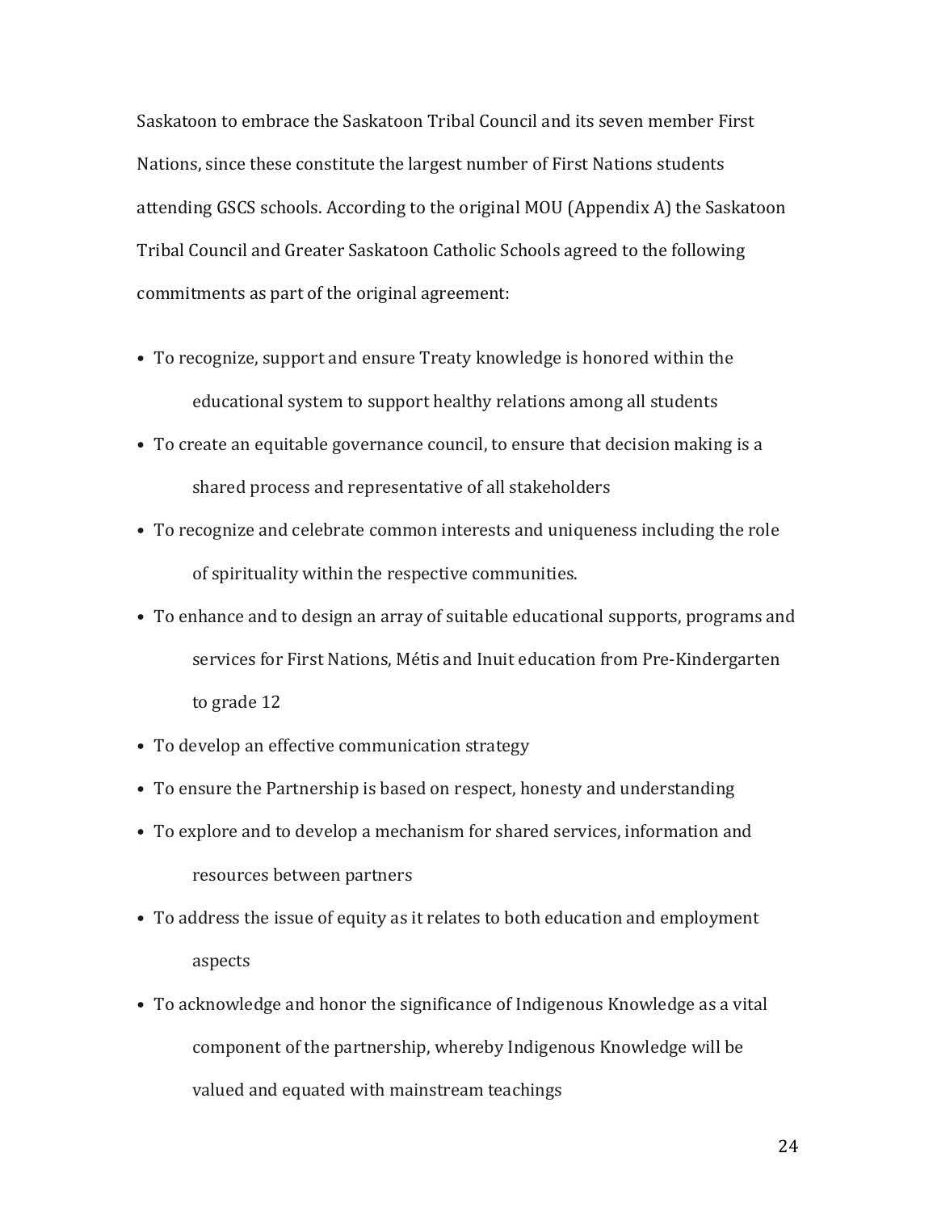Saskatoon to embrace the Saskatoon Tribal Council and its seven member First Nations, since these constitute the largest number of First Nations students attending GSCS schools. According to the original MOU (Appendix A) the Saskatoon Tribal Council and Greater Saskatoon Catholic Schools agreed to the following commitments as part of the original agreement:

- To recognize, support and ensure Treaty knowledge is honored within the educational system to support healthy relations among all students
- To create an equitable governance council, to ensure that decision making is a shared process and representative of all stakeholders
- To recognize and celebrate common interests and uniqueness including the role of spirituality within the respective communities.
- To enhance and to design an array of suitable educational supports, programs and services for First Nations, Métis and Inuit education from Pre-Kindergarten to grade 12
- To develop an effective communication strategy
- To ensure the Partnership is based on respect, honesty and understanding
- To explore and to develop a mechanism for shared services, information and resources between partners
- To address the issue of equity as it relates to both education and employment aspects
- To acknowledge and honor the significance of Indigenous Knowledge as a vital component of the partnership, whereby Indigenous Knowledge will be valued and equated with mainstream teachings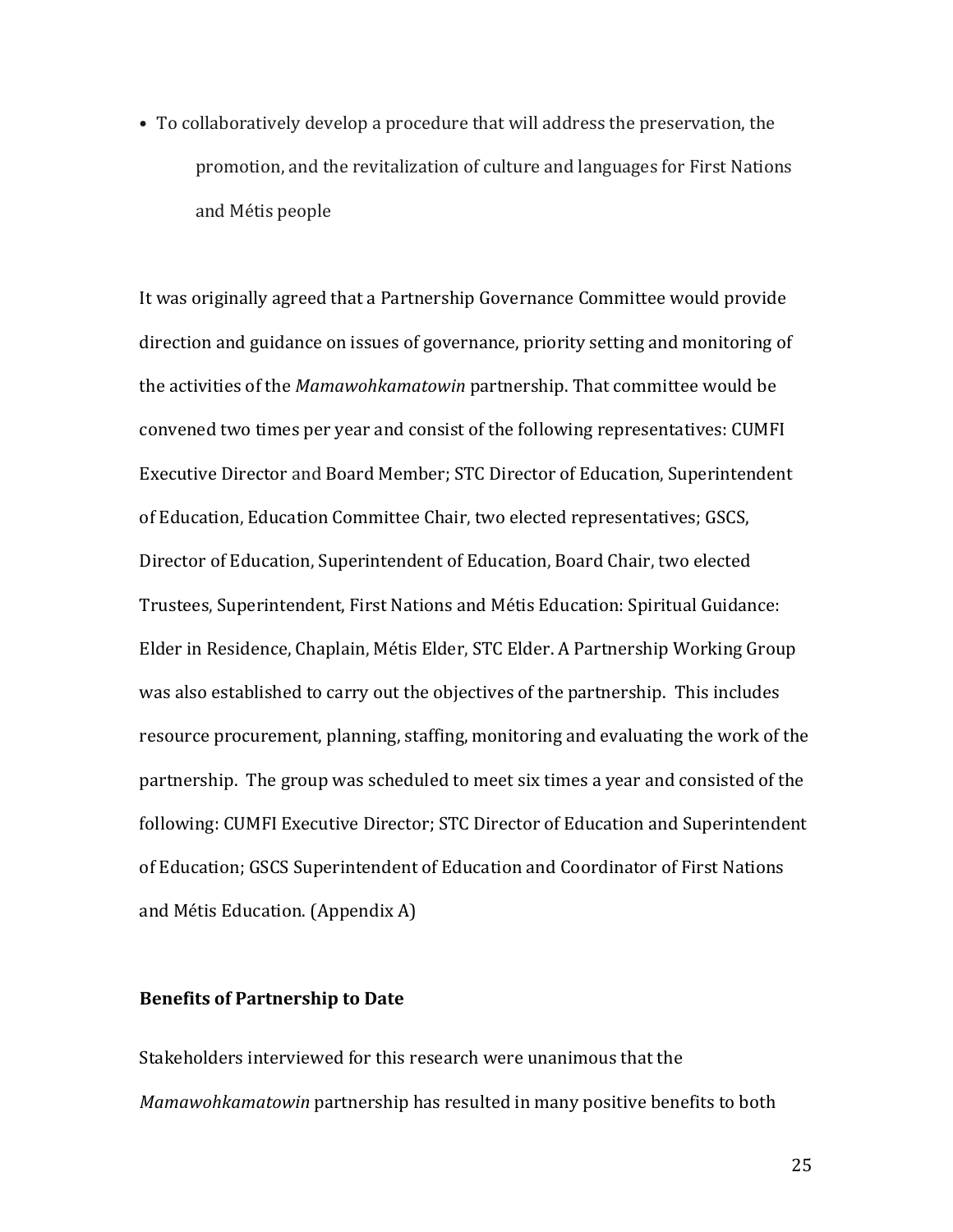- To collaboratively develop a procedure that will address the preservation, the promotion, and the revitalization of culture and languages for First Nations and Métis people

It was originally agreed that a Partnership Governance Committee would provide direction and guidance on issues of governance, priority setting and monitoring of the activities of the *Mamawohkamatowin* partnership. That committee would be convened two times per year and consist of the following representatives: CUMFI Executive Director and Board Member; STC Director of Education, Superintendent of Education, Education Committee Chair, two elected representatives; GSCS, Director of Education, Superintendent of Education, Board Chair, two elected Trustees, Superintendent, First Nations and Métis Education: Spiritual Guidance: Elder in Residence, Chaplain, Métis Elder, STC Elder. A Partnership Working Group was also established to carry out the objectives of the partnership. This includes resource procurement, planning, staffing, monitoring and evaluating the work of the partnership. The group was scheduled to meet six times a year and consisted of the following: CUMFI Executive Director; STC Director of Education and Superintendent of Education; GSCS Superintendent of Education and Coordinator of First Nations and Métis Education. (Appendix A)

**Benefits of Partnership to Date**

Stakeholders interviewed for this research were unanimous that the *Mamawohkamatowin* partnership has resulted in many positive benefits to both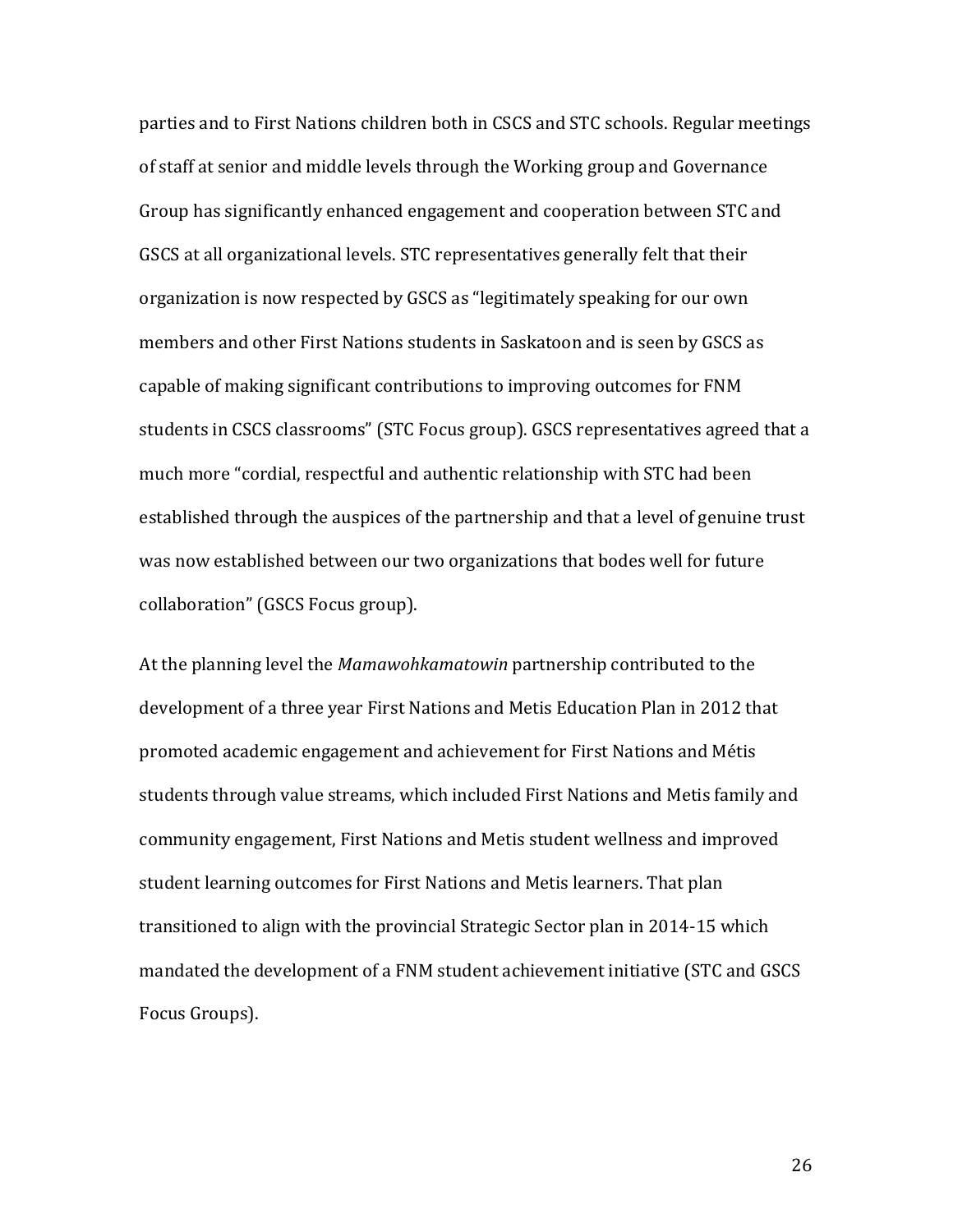parties and to First Nations children both in CSCS and STC schools. Regular meetings of staff at senior and middle levels through the Working group and Governance Group has significantly enhanced engagement and cooperation between STC and GSCS at all organizational levels. STC representatives generally felt that their organization is now respected by GSCS as "legitimately speaking for our own members and other First Nations students in Saskatoon and is seen by GSCS as capable of making significant contributions to improving outcomes for FNM students in CSCS classrooms" (STC Focus group). GSCS representatives agreed that a much more "cordial, respectful and authentic relationship with STC had been established through the auspices of the partnership and that a level of genuine trust was now established between our two organizations that bodes well for future collaboration" (GSCS Focus group).

At the planning level the *Mamawohkamatowin* partnership contributed to the development of a three year First Nations and Metis Education Plan in 2012 that promoted academic engagement and achievement for First Nations and Métis students through value streams, which included First Nations and Metis family and community engagement, First Nations and Metis student wellness and improved student learning outcomes for First Nations and Metis learners. That plan transitioned to align with the provincial Strategic Sector plan in 2014-15 which mandated the development of a FNM student achievement initiative (STC and GSCS Focus Groups).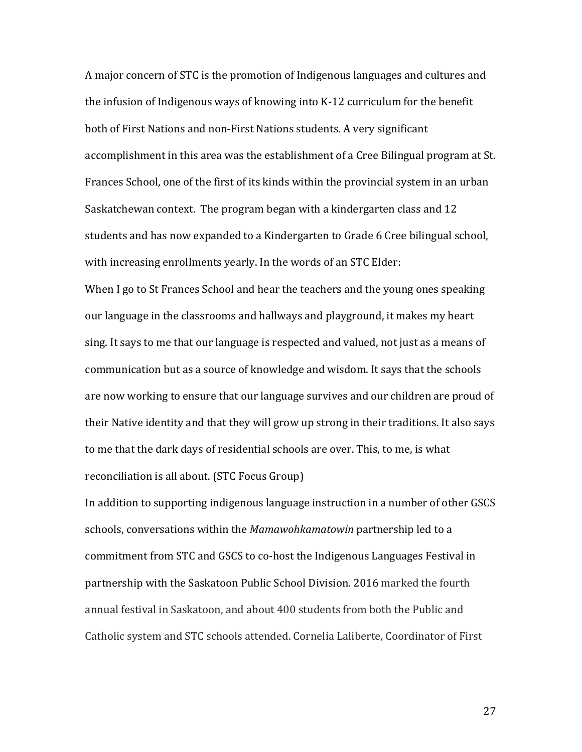A major concern of STC is the promotion of Indigenous languages and cultures and the infusion of Indigenous ways of knowing into K-12 curriculum for the benefit both of First Nations and non-First Nations students. A very significant accomplishment in this area was the establishment of a Cree Bilingual program at St. Frances School, one of the first of its kinds within the provincial system in an urban Saskatchewan context. The program began with a kindergarten class and 12 students and has now expanded to a Kindergarten to Grade 6 Cree bilingual school, with increasing enrollments yearly. In the words of an STC Elder:

When I go to St Frances School and hear the teachers and the young ones speaking our language in the classrooms and hallways and playground, it makes my heart sing. It says to me that our language is respected and valued, not just as a means of communication but as a source of knowledge and wisdom. It says that the schools are now working to ensure that our language survives and our children are proud of their Native identity and that they will grow up strong in their traditions. It also says to me that the dark days of residential schools are over. This, to me, is what reconciliation is all about. (STC Focus Group)

In addition to supporting indigenous language instruction in a number of other GSCS schools, conversations within the *Mamawohkamatowin* partnership led to a commitment from STC and GSCS to co-host the Indigenous Languages Festival in partnership with the Saskatoon Public School Division. 2016 marked the fourth annual festival in Saskatoon, and about 400 students from both the Public and Catholic system and STC schools attended. Cornelia Laliberte, Coordinator of First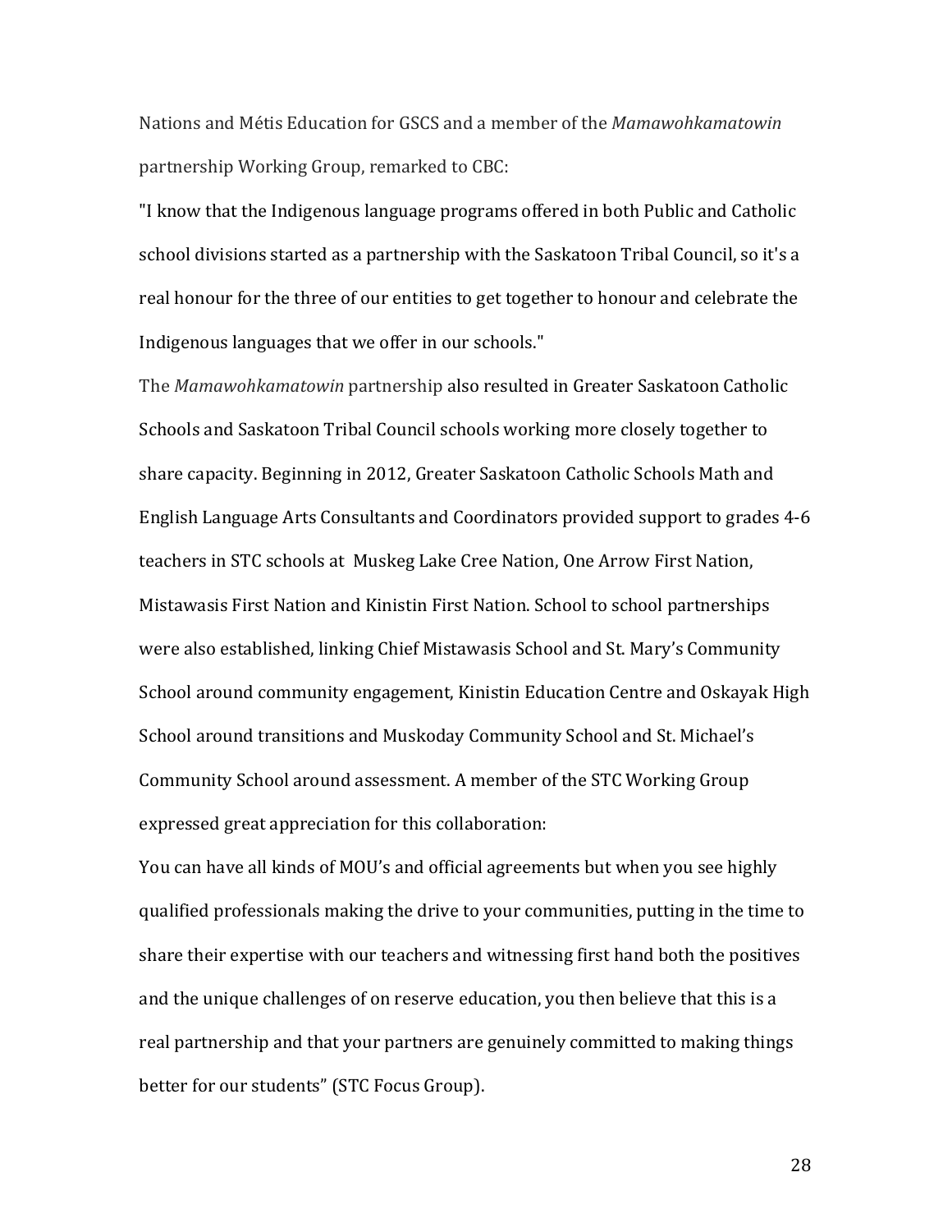Nations and Métis Education for GSCS and a member of the *Mamawohkamatowin* partnership Working Group, remarked to CBC:

"I know that the Indigenous language programs offered in both Public and Catholic school divisions started as a partnership with the Saskatoon Tribal Council, so it's a real honour for the three of our entities to get together to honour and celebrate the Indigenous languages that we offer in our schools."

The *Mamawohkamatowin* partnership also resulted in Greater Saskatoon Catholic Schools and Saskatoon Tribal Council schools working more closely together to share capacity. Beginning in 2012, Greater Saskatoon Catholic Schools Math and English Language Arts Consultants and Coordinators provided support to grades 4-6 teachers in STC schools at Muskeg Lake Cree Nation, One Arrow First Nation, Mistawasis First Nation and Kinistin First Nation. School to school partnerships were also established, linking Chief Mistawasis School and St. Mary's Community School around community engagement, Kinistin Education Centre and Oskayak High School around transitions and Muskoday Community School and St. Michael's Community School around assessment. A member of the STC Working Group expressed great appreciation for this collaboration:

You can have all kinds of MOU's and official agreements but when you see highly qualified professionals making the drive to your communities, putting in the time to share their expertise with our teachers and witnessing first hand both the positives and the unique challenges of on reserve education, you then believe that this is a real partnership and that your partners are genuinely committed to making things better for our students" (STC Focus Group).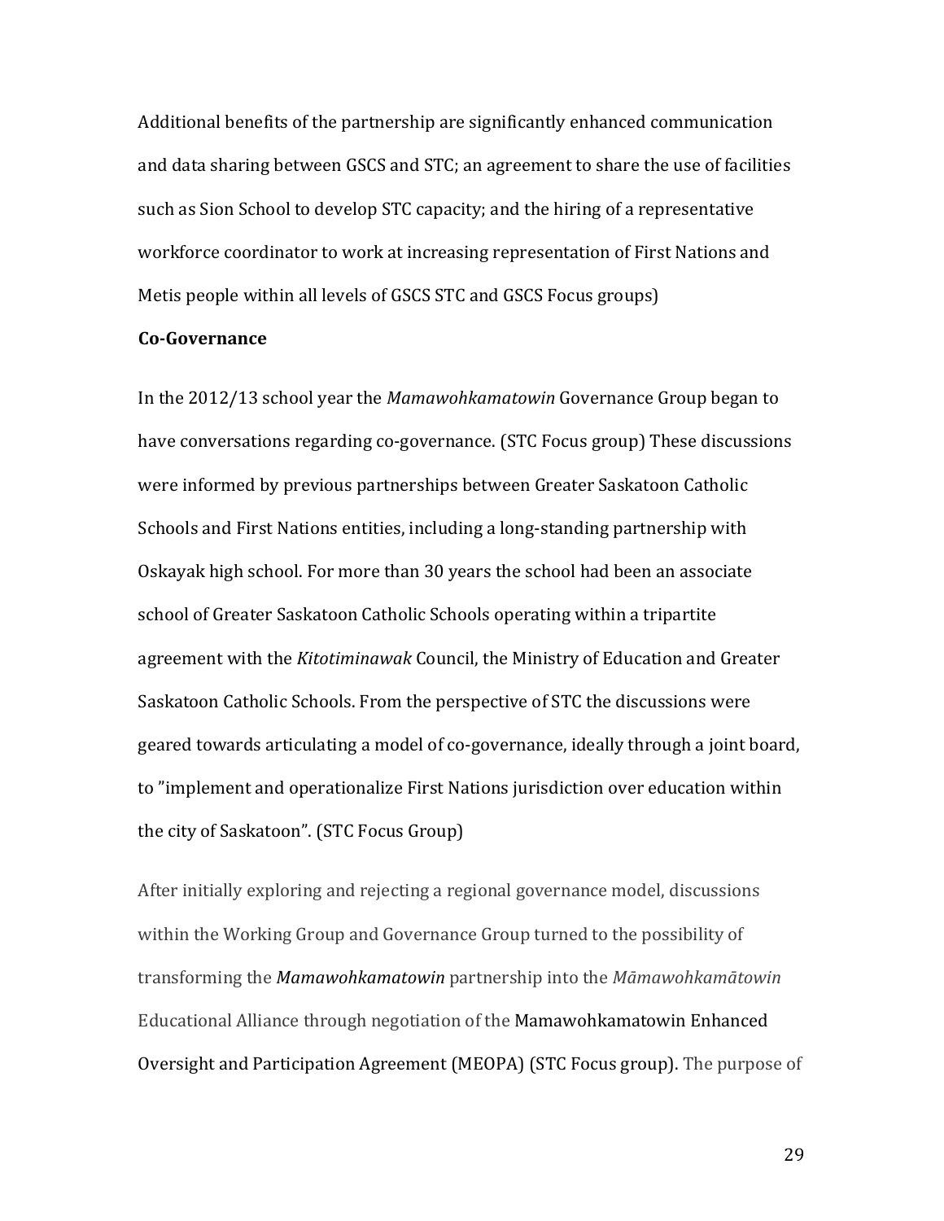Additional benefits of the partnership are significantly enhanced communication and data sharing between GSCS and STC; an agreement to share the use of facilities such as Sion School to develop STC capacity; and the hiring of a representative workforce coordinator to work at increasing representation of First Nations and Metis people within all levels of GSCS STC and GSCS Focus groups)

**Co-Governance**

In the 2012/13 school year the *Mamawohkamatowin* Governance Group began to have conversations regarding co-governance. (STC Focus group) These discussions were informed by previous partnerships between Greater Saskatoon Catholic Schools and First Nations entities, including a long-standing partnership with Oskayak high school. For more than 30 years the school had been an associate school of Greater Saskatoon Catholic Schools operating within a tripartite agreement with the *Kitotiminawak* Council, the Ministry of Education and Greater Saskatoon Catholic Schools. From the perspective of STC the discussions were geared towards articulating a model of co-governance, ideally through a joint board, to "implement and operationalize First Nations jurisdiction over education within the city of Saskatoon". (STC Focus Group)

After initially exploring and rejecting a regional governance model, discussions within the Working Group and Governance Group turned to the possibility of transforming the ***Mamawohkamatowin*** partnership into the *Māmawohkamātowin* Educational Alliance through negotiation of the Mamawohkamatowin Enhanced Oversight and Participation Agreement (MEOPA) (STC Focus group). The purpose of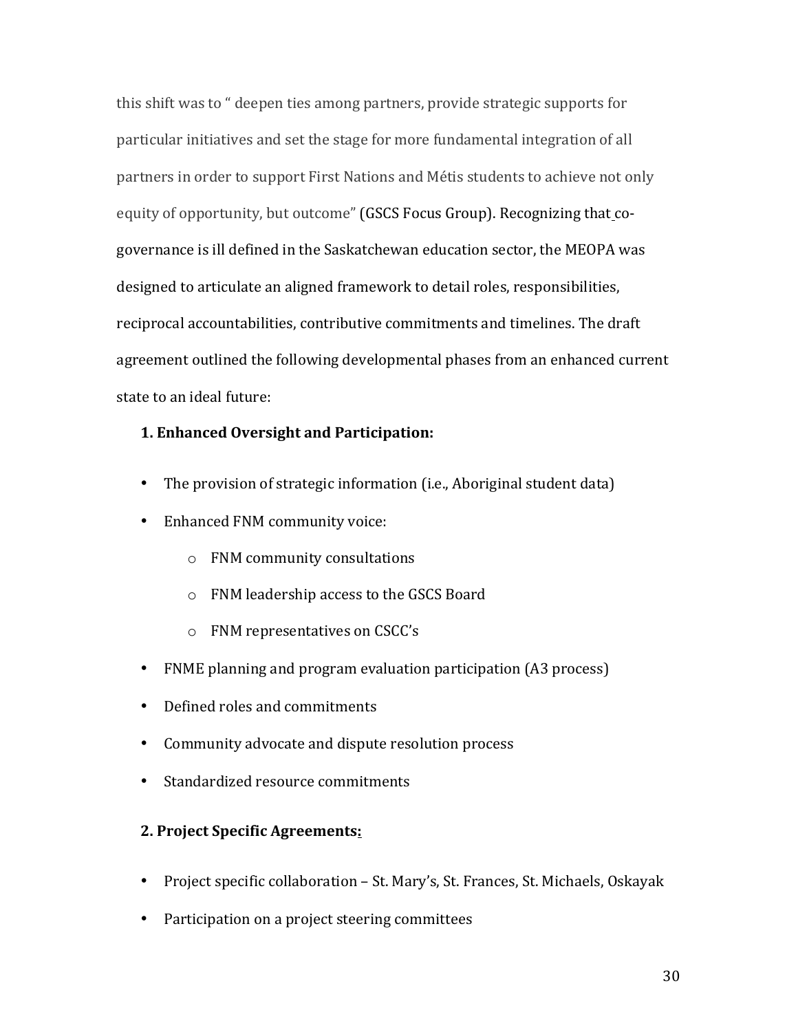this shift was to " deepen ties among partners, provide strategic supports for particular initiatives and set the stage for more fundamental integration of all partners in order to support First Nations and Métis students to achieve not only equity of opportunity, but outcome" (GSCS Focus Group). Recognizing that co-governance is ill defined in the Saskatchewan education sector, the MEOPA was designed to articulate an aligned framework to detail roles, responsibilities, reciprocal accountabilities, contributive commitments and timelines. The draft agreement outlined the following developmental phases from an enhanced current state to an ideal future:

**1. Enhanced Oversight and Participation:**

- The provision of strategic information (i.e., Aboriginal student data)
- Enhanced FNM community voice:
  - FNM community consultations
  - FNM leadership access to the GSCS Board
  - FNM representatives on CSCC's
- FNME planning and program evaluation participation (A3 process)
- Defined roles and commitments
- Community advocate and dispute resolution process
- Standardized resource commitments

**2. Project Specific Agreements:**

- Project specific collaboration – St. Mary's, St. Frances, St. Michaels, Oskayak
- Participation on a project steering committees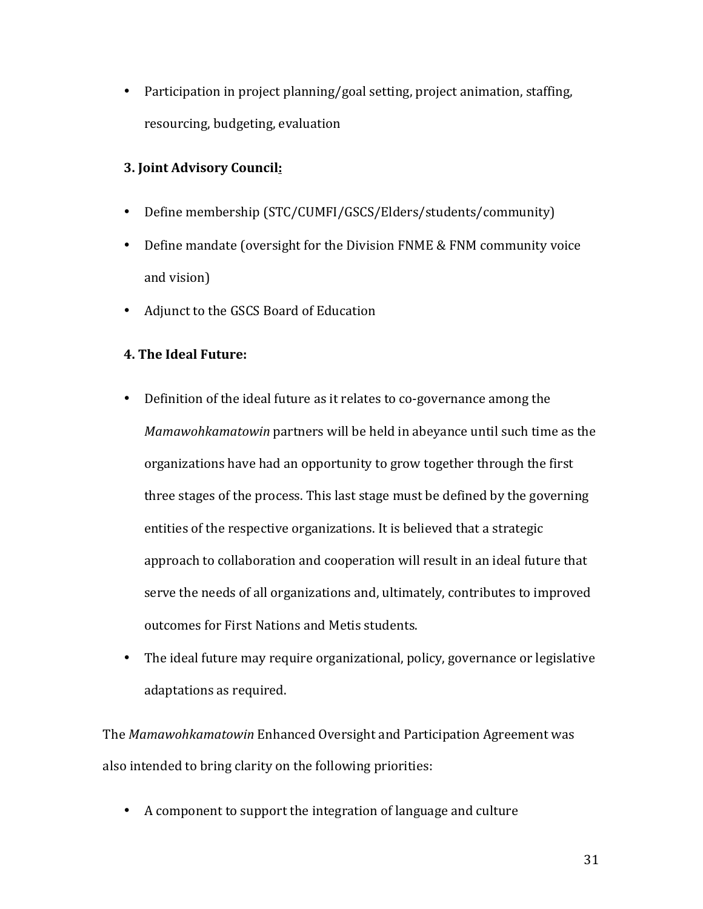- Participation in project planning/goal setting, project animation, staffing, resourcing, budgeting, evaluation

**3. Joint Advisory Council:**

- Define membership (STC/CUMFI/GSCS/Elders/students/community)
- Define mandate (oversight for the Division FNME & FNM community voice and vision)
- Adjunct to the GSCS Board of Education

**4. The Ideal Future:**

- Definition of the ideal future as it relates to co-governance among the *Mamawohkamatowin* partners will be held in abeyance until such time as the organizations have had an opportunity to grow together through the first three stages of the process. This last stage must be defined by the governing entities of the respective organizations. It is believed that a strategic approach to collaboration and cooperation will result in an ideal future that serve the needs of all organizations and, ultimately, contributes to improved outcomes for First Nations and Metis students.
- The ideal future may require organizational, policy, governance or legislative adaptations as required.

The *Mamawohkamatowin* Enhanced Oversight and Participation Agreement was also intended to bring clarity on the following priorities:

- A component to support the integration of language and culture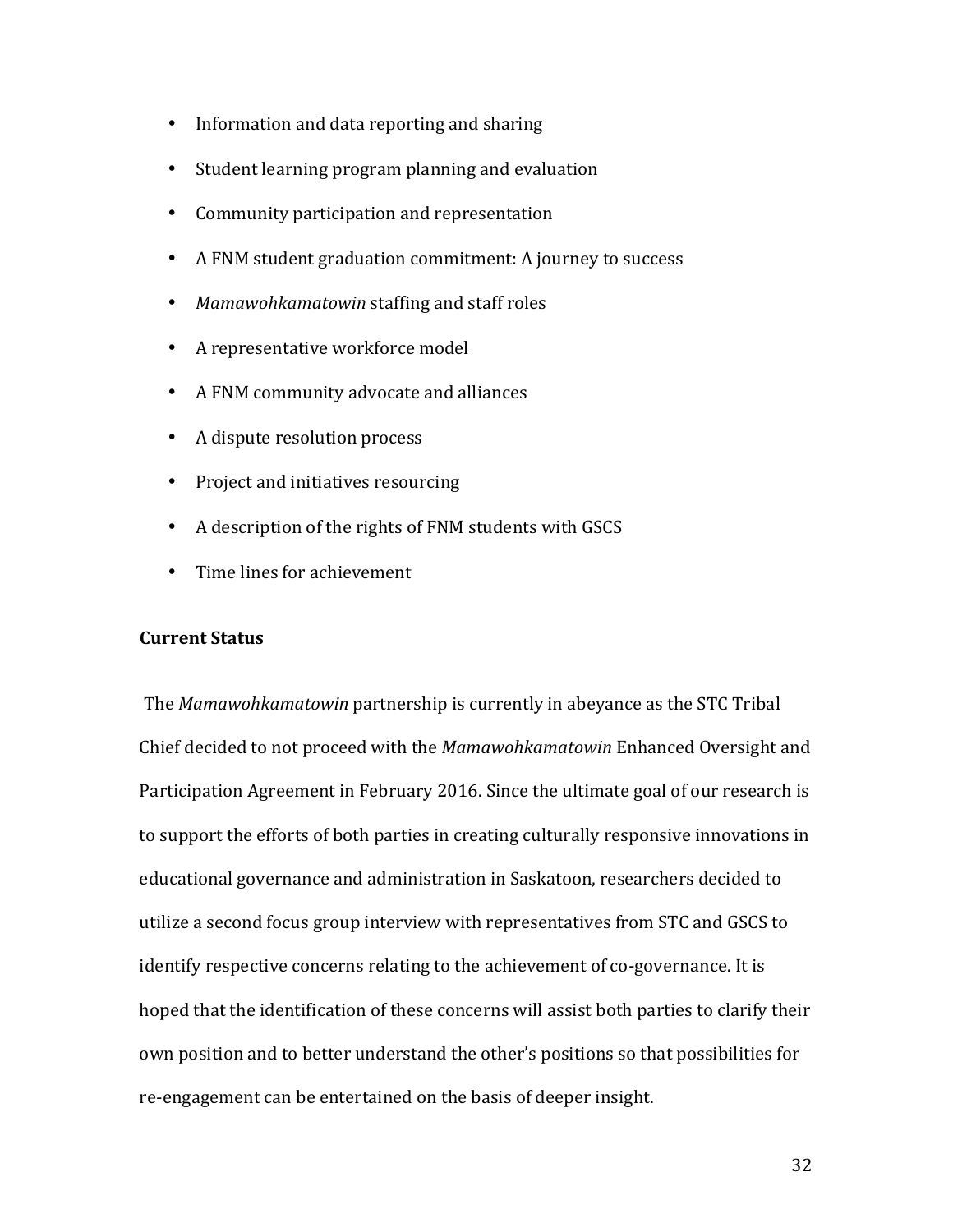- Information and data reporting and sharing
- Student learning program planning and evaluation
- Community participation and representation
- A FNM student graduation commitment: A journey to success
- *Mamawohkamatowin* staffing and staff roles
- A representative workforce model
- A FNM community advocate and alliances
- A dispute resolution process
- Project and initiatives resourcing
- A description of the rights of FNM students with GSCS
- Time lines for achievement

**Current Status**

The *Mamawohkamatowin* partnership is currently in abeyance as the STC Tribal Chief decided to not proceed with the *Mamawohkamatowin* Enhanced Oversight and Participation Agreement in February 2016. Since the ultimate goal of our research is to support the efforts of both parties in creating culturally responsive innovations in educational governance and administration in Saskatoon, researchers decided to utilize a second focus group interview with representatives from STC and GSCS to identify respective concerns relating to the achievement of co-governance. It is hoped that the identification of these concerns will assist both parties to clarify their own position and to better understand the other's positions so that possibilities for re-engagement can be entertained on the basis of deeper insight.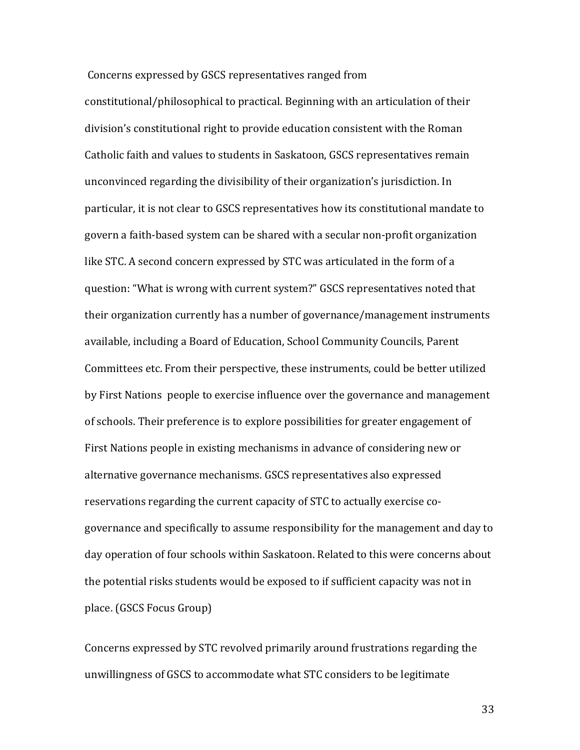Concerns expressed by GSCS representatives ranged from constitutional/philosophical to practical. Beginning with an articulation of their division's constitutional right to provide education consistent with the Roman Catholic faith and values to students in Saskatoon, GSCS representatives remain unconvinced regarding the divisibility of their organization's jurisdiction. In particular, it is not clear to GSCS representatives how its constitutional mandate to govern a faith-based system can be shared with a secular non-profit organization like STC. A second concern expressed by STC was articulated in the form of a question: "What is wrong with current system?" GSCS representatives noted that their organization currently has a number of governance/management instruments available, including a Board of Education, School Community Councils, Parent Committees etc. From their perspective, these instruments, could be better utilized by First Nations people to exercise influence over the governance and management of schools. Their preference is to explore possibilities for greater engagement of First Nations people in existing mechanisms in advance of considering new or alternative governance mechanisms. GSCS representatives also expressed reservations regarding the current capacity of STC to actually exercise co-governance and specifically to assume responsibility for the management and day to day operation of four schools within Saskatoon. Related to this were concerns about the potential risks students would be exposed to if sufficient capacity was not in place. (GSCS Focus Group)

Concerns expressed by STC revolved primarily around frustrations regarding the unwillingness of GSCS to accommodate what STC considers to be legitimate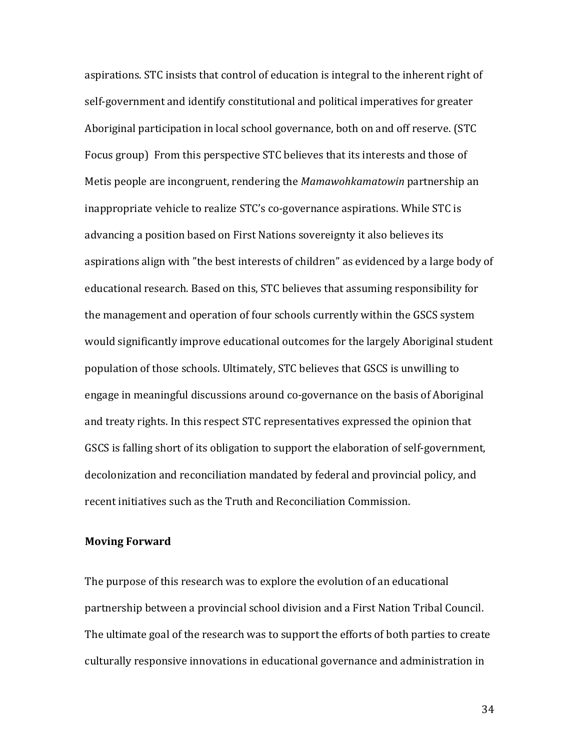aspirations. STC insists that control of education is integral to the inherent right of self-government and identify constitutional and political imperatives for greater Aboriginal participation in local school governance, both on and off reserve. (STC Focus group) From this perspective STC believes that its interests and those of Metis people are incongruent, rendering the *Mamawohkamatowin* partnership an inappropriate vehicle to realize STC's co-governance aspirations. While STC is advancing a position based on First Nations sovereignty it also believes its aspirations align with "the best interests of children" as evidenced by a large body of educational research. Based on this, STC believes that assuming responsibility for the management and operation of four schools currently within the GSCS system would significantly improve educational outcomes for the largely Aboriginal student population of those schools. Ultimately, STC believes that GSCS is unwilling to engage in meaningful discussions around co-governance on the basis of Aboriginal and treaty rights. In this respect STC representatives expressed the opinion that GSCS is falling short of its obligation to support the elaboration of self-government, decolonization and reconciliation mandated by federal and provincial policy, and recent initiatives such as the Truth and Reconciliation Commission.

**Moving Forward**

The purpose of this research was to explore the evolution of an educational partnership between a provincial school division and a First Nation Tribal Council. The ultimate goal of the research was to support the efforts of both parties to create culturally responsive innovations in educational governance and administration in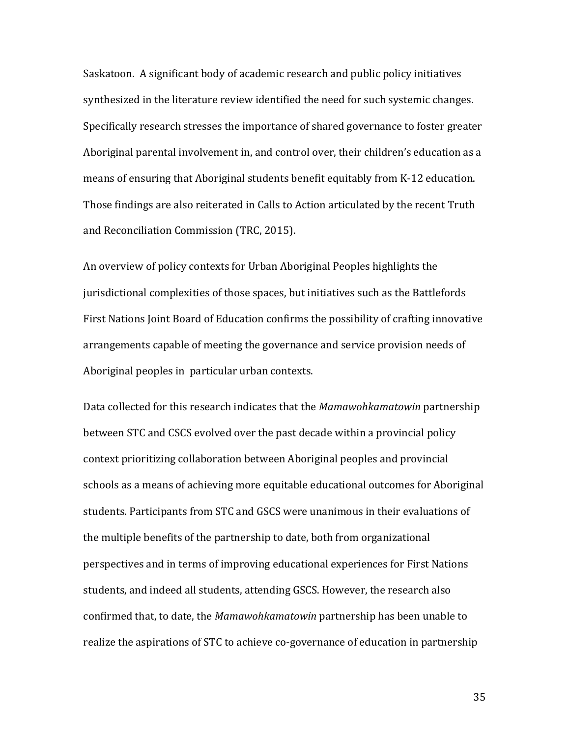Saskatoon. A significant body of academic research and public policy initiatives synthesized in the literature review identified the need for such systemic changes. Specifically research stresses the importance of shared governance to foster greater Aboriginal parental involvement in, and control over, their children's education as a means of ensuring that Aboriginal students benefit equitably from K-12 education. Those findings are also reiterated in Calls to Action articulated by the recent Truth and Reconciliation Commission (TRC, 2015).

An overview of policy contexts for Urban Aboriginal Peoples highlights the jurisdictional complexities of those spaces, but initiatives such as the Battlefords First Nations Joint Board of Education confirms the possibility of crafting innovative arrangements capable of meeting the governance and service provision needs of Aboriginal peoples in particular urban contexts.

Data collected for this research indicates that the *Mamawohkamatowin* partnership between STC and CSCS evolved over the past decade within a provincial policy context prioritizing collaboration between Aboriginal peoples and provincial schools as a means of achieving more equitable educational outcomes for Aboriginal students. Participants from STC and GSCS were unanimous in their evaluations of the multiple benefits of the partnership to date, both from organizational perspectives and in terms of improving educational experiences for First Nations students, and indeed all students, attending GSCS. However, the research also confirmed that, to date, the *Mamawohkamatowin* partnership has been unable to realize the aspirations of STC to achieve co-governance of education in partnership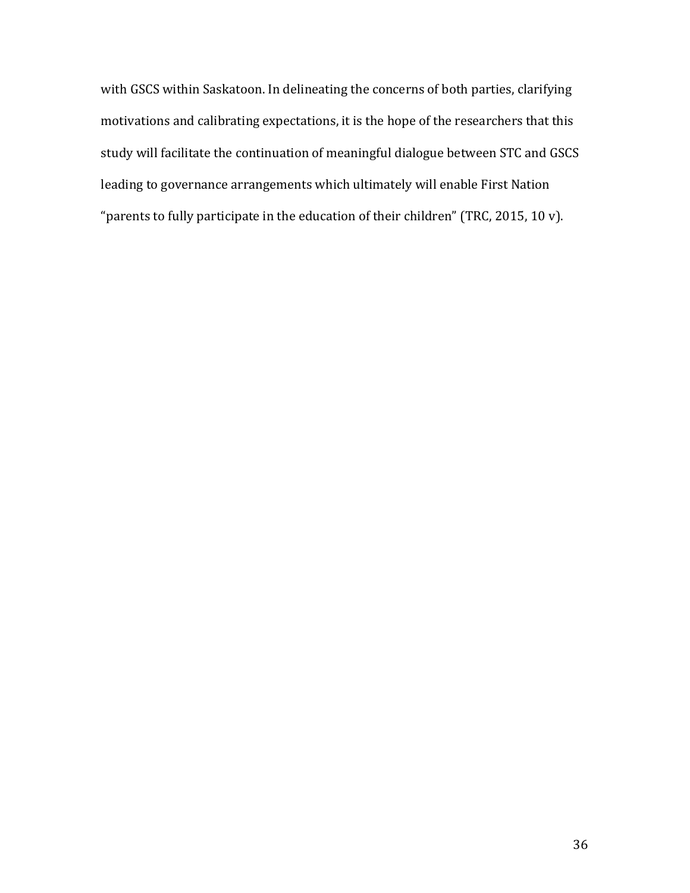with GSCS within Saskatoon. In delineating the concerns of both parties, clarifying motivations and calibrating expectations, it is the hope of the researchers that this study will facilitate the continuation of meaningful dialogue between STC and GSCS leading to governance arrangements which ultimately will enable First Nation "parents to fully participate in the education of their children" (TRC, 2015, 10 v).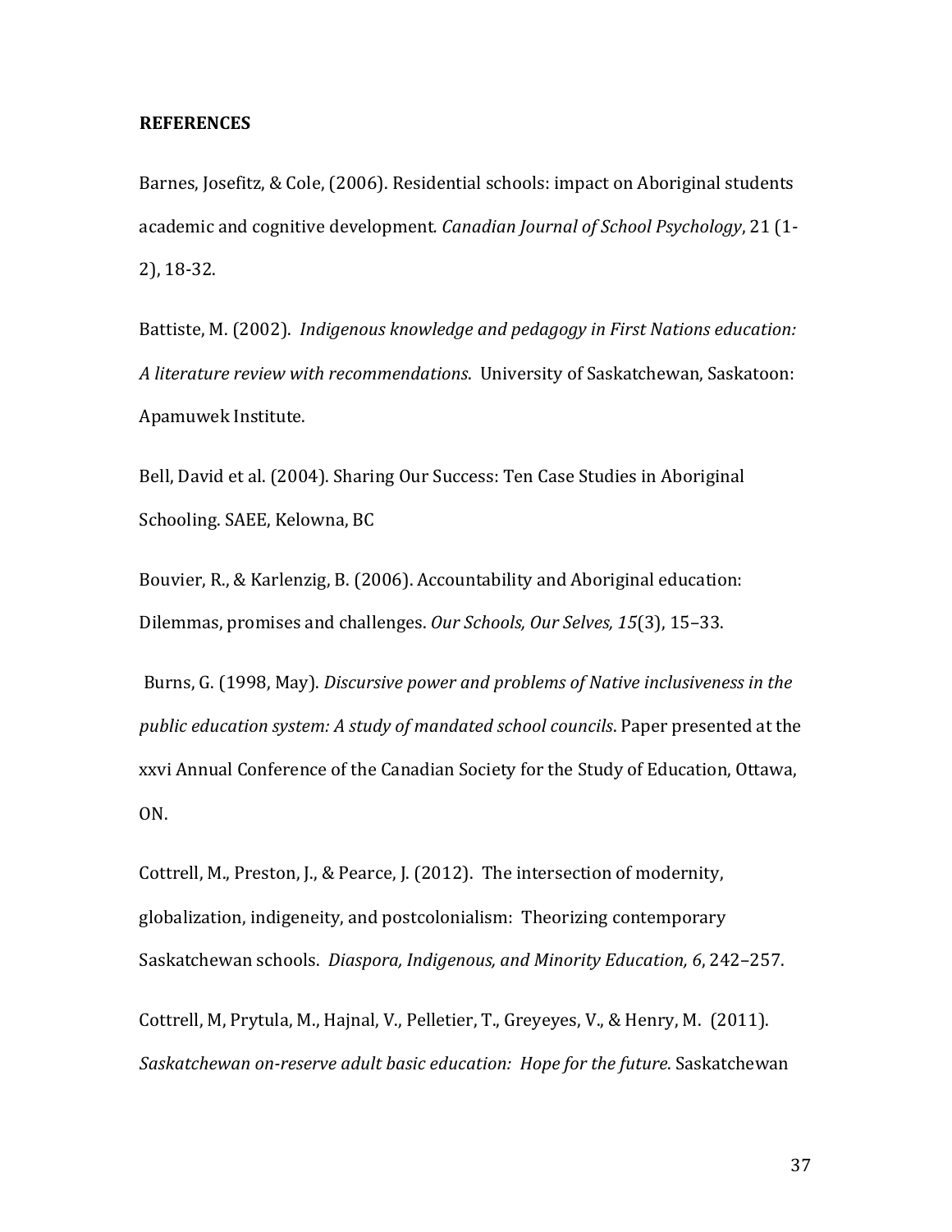**REFERENCES**

Barnes, Josefitz, & Cole, (2006). Residential schools: impact on Aboriginal students academic and cognitive development. *Canadian Journal of School Psychology*, 21 (1-2), 18-32.

Battiste, M. (2002). *Indigenous knowledge and pedagogy in First Nations education: A literature review with recommendations*. University of Saskatchewan, Saskatoon: Apamuwek Institute.

Bell, David et al. (2004). Sharing Our Success: Ten Case Studies in Aboriginal Schooling. SAEE, Kelowna, BC

Bouvier, R., & Karlenzig, B. (2006). Accountability and Aboriginal education: Dilemmas, promises and challenges. *Our Schools, Our Selves, 15*(3), 15–33.

Burns, G. (1998, May). *Discursive power and problems of Native inclusiveness in the public education system: A study of mandated school councils*. Paper presented at the xxvi Annual Conference of the Canadian Society for the Study of Education, Ottawa, ON.

Cottrell, M., Preston, J., & Pearce, J. (2012). The intersection of modernity, globalization, indigeneity, and postcolonialism: Theorizing contemporary Saskatchewan schools. *Diaspora, Indigenous, and Minority Education, 6*, 242–257.

Cottrell, M, Prytula, M., Hajnal, V., Pelletier, T., Greyeyes, V., & Henry, M. (2011). *Saskatchewan on-reserve adult basic education: Hope for the future*. Saskatchewan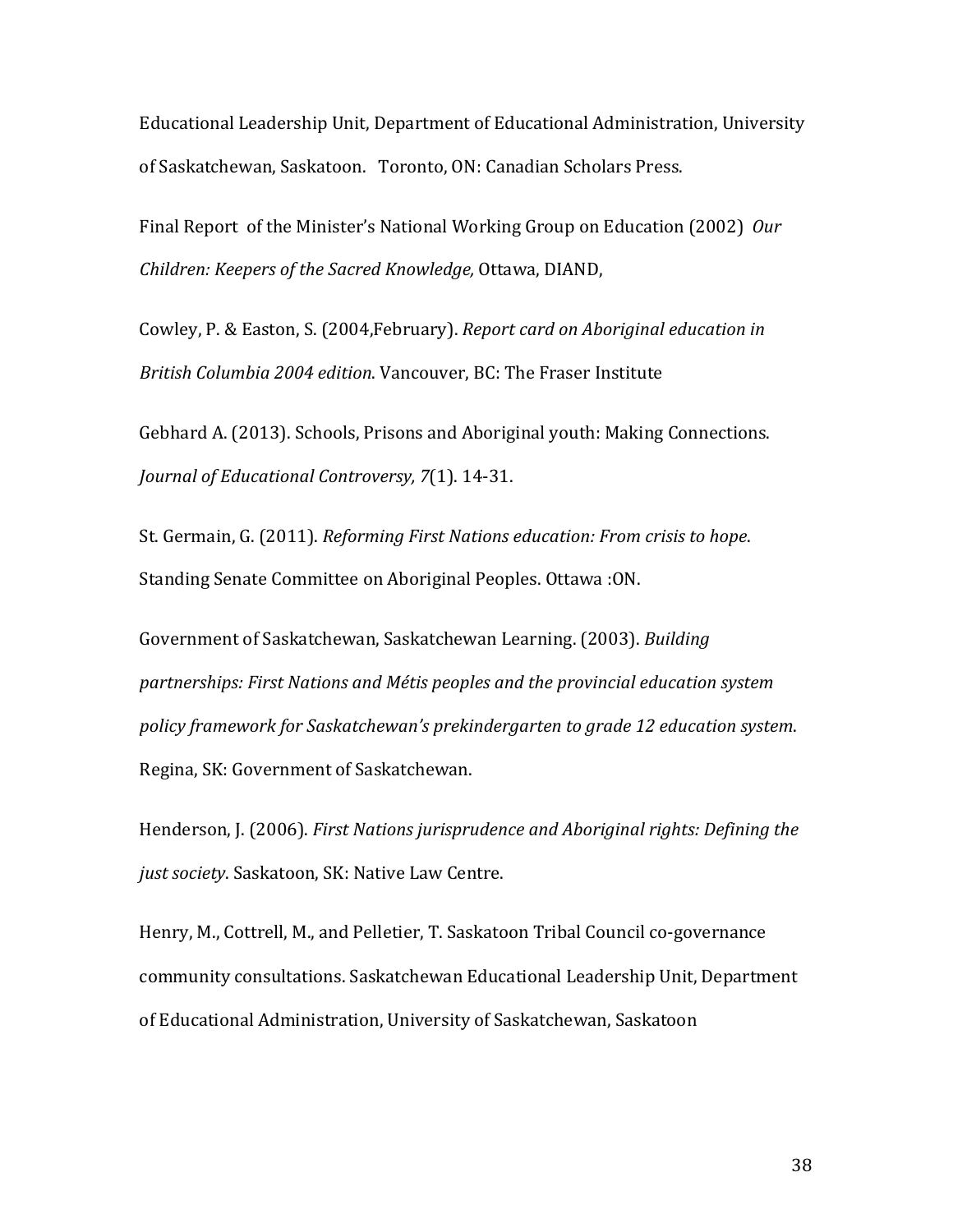Educational Leadership Unit, Department of Educational Administration, University of Saskatchewan, Saskatoon.  Toronto, ON: Canadian Scholars Press.

Final Report of the Minister's National Working Group on Education (2002) *Our Children: Keepers of the Sacred Knowledge,* Ottawa, DIAND,

Cowley, P. & Easton, S. (2004,February). *Report card on Aboriginal education in British Columbia 2004 edition*. Vancouver, BC: The Fraser Institute

Gebhard A. (2013). Schools, Prisons and Aboriginal youth: Making Connections. *Journal of Educational Controversy, 7*(1). 14-31.

St. Germain, G. (2011). *Reforming First Nations education: From crisis to hope*. Standing Senate Committee on Aboriginal Peoples. Ottawa :ON.

Government of Saskatchewan, Saskatchewan Learning. (2003). *Building partnerships: First Nations and Métis peoples and the provincial education system policy framework for Saskatchewan's prekindergarten to grade 12 education system*. Regina, SK: Government of Saskatchewan.

Henderson, J. (2006). *First Nations jurisprudence and Aboriginal rights: Defining the just society*. Saskatoon, SK: Native Law Centre.

Henry, M., Cottrell, M., and Pelletier, T. Saskatoon Tribal Council co-governance community consultations. Saskatchewan Educational Leadership Unit, Department of Educational Administration, University of Saskatchewan, Saskatoon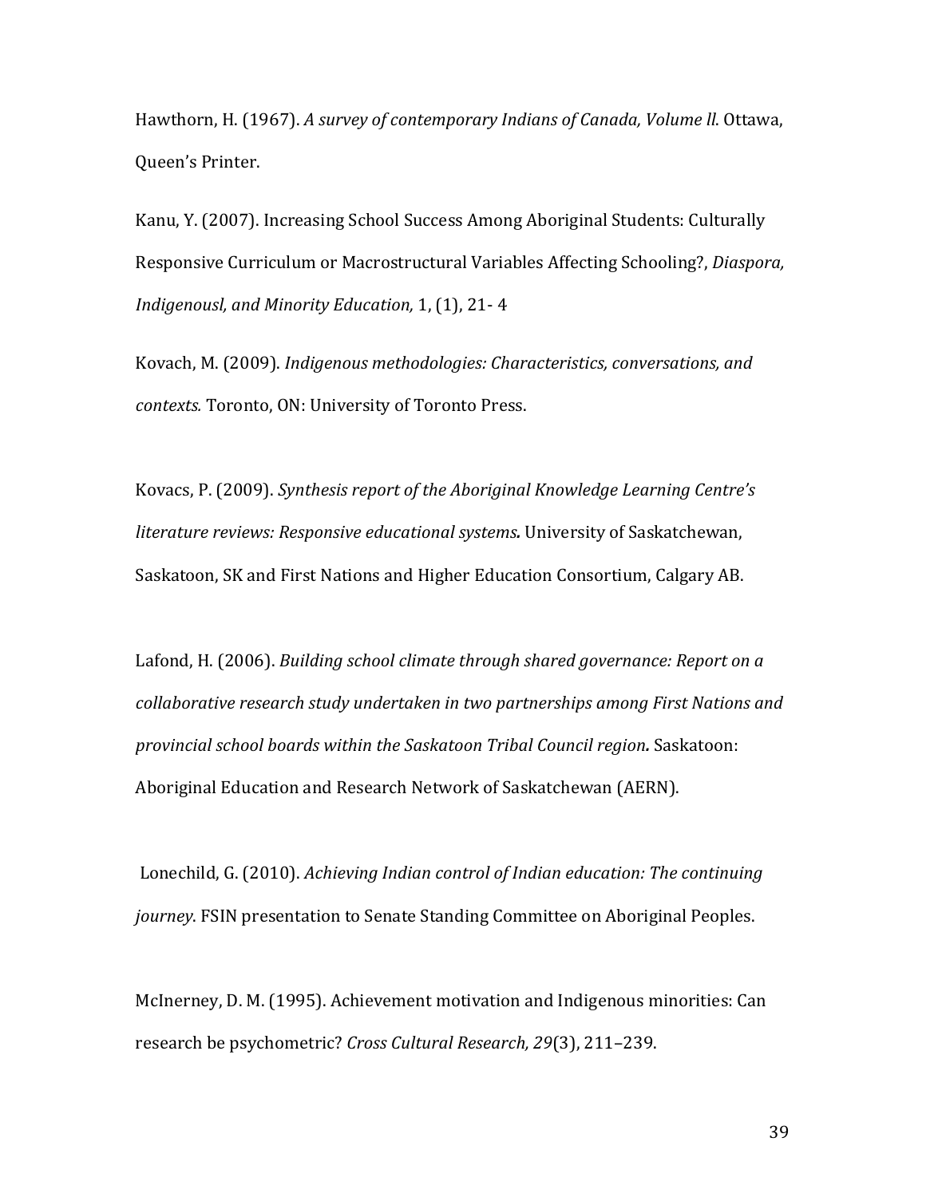Hawthorn, H. (1967). *A survey of contemporary Indians of Canada, Volume ll*. Ottawa, Queen's Printer.

Kanu, Y. (2007). Increasing School Success Among Aboriginal Students: Culturally Responsive Curriculum or Macrostructural Variables Affecting Schooling?, *Diaspora, Indigenousl, and Minority Education,* 1, (1), 21- 4

Kovach, M. (2009). *Indigenous methodologies: Characteristics, conversations, and contexts.* Toronto, ON: University of Toronto Press.

Kovacs, P. (2009). *Synthesis report of the Aboriginal Knowledge Learning Centre's literature reviews: Responsive educational systems***.** University of Saskatchewan, Saskatoon, SK and First Nations and Higher Education Consortium, Calgary AB.

Lafond, H. (2006). *Building school climate through shared governance: Report on a collaborative research study undertaken in two partnerships among First Nations and provincial school boards within the Saskatoon Tribal Council region***.** Saskatoon: Aboriginal Education and Research Network of Saskatchewan (AERN).

Lonechild, G. (2010). *Achieving Indian control of Indian education: The continuing journey*. FSIN presentation to Senate Standing Committee on Aboriginal Peoples.

McInerney, D. M. (1995). Achievement motivation and Indigenous minorities: Can research be psychometric? *Cross Cultural Research, 29*(3), 211–239.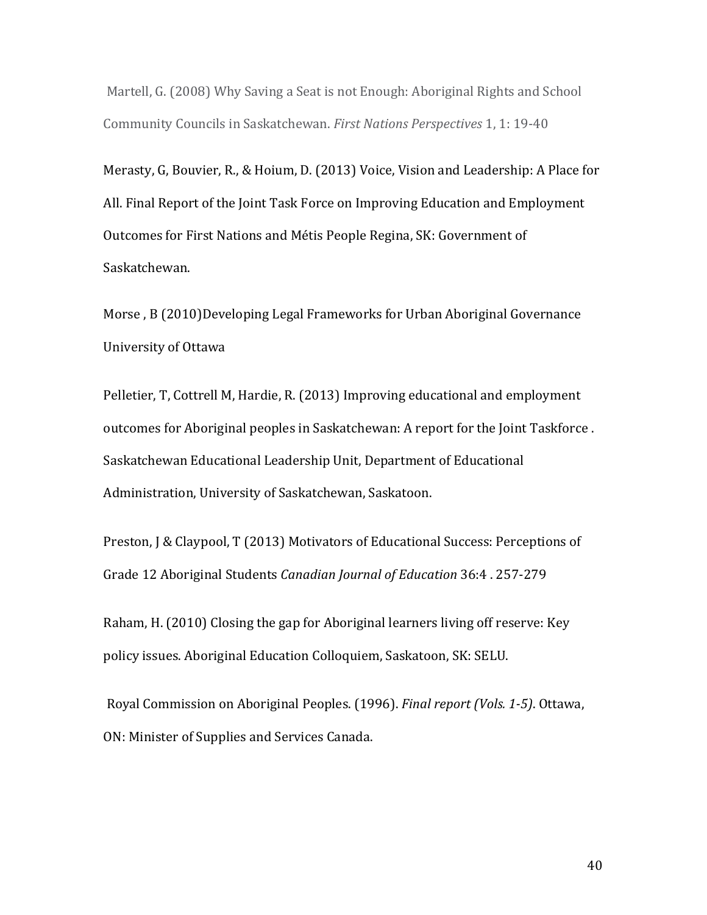Martell, G. (2008) Why Saving a Seat is not Enough: Aboriginal Rights and School Community Councils in Saskatchewan. *First Nations Perspectives* 1, 1: 19-40

Merasty, G, Bouvier, R., & Hoium, D. (2013) Voice, Vision and Leadership: A Place for All. Final Report of the Joint Task Force on Improving Education and Employment Outcomes for First Nations and Métis People Regina, SK: Government of Saskatchewan.

Morse , B (2010)Developing Legal Frameworks for Urban Aboriginal Governance University of Ottawa

Pelletier, T, Cottrell M, Hardie, R. (2013) Improving educational and employment outcomes for Aboriginal peoples in Saskatchewan: A report for the Joint Taskforce . Saskatchewan Educational Leadership Unit, Department of Educational Administration, University of Saskatchewan, Saskatoon.

Preston, J & Claypool, T (2013) Motivators of Educational Success: Perceptions of Grade 12 Aboriginal Students *Canadian Journal of Education* 36:4 . 257-279

Raham, H. (2010) Closing the gap for Aboriginal learners living off reserve: Key policy issues. Aboriginal Education Colloquiem, Saskatoon, SK: SELU.

Royal Commission on Aboriginal Peoples. (1996). *Final report (Vols. 1-5)*. Ottawa, ON: Minister of Supplies and Services Canada.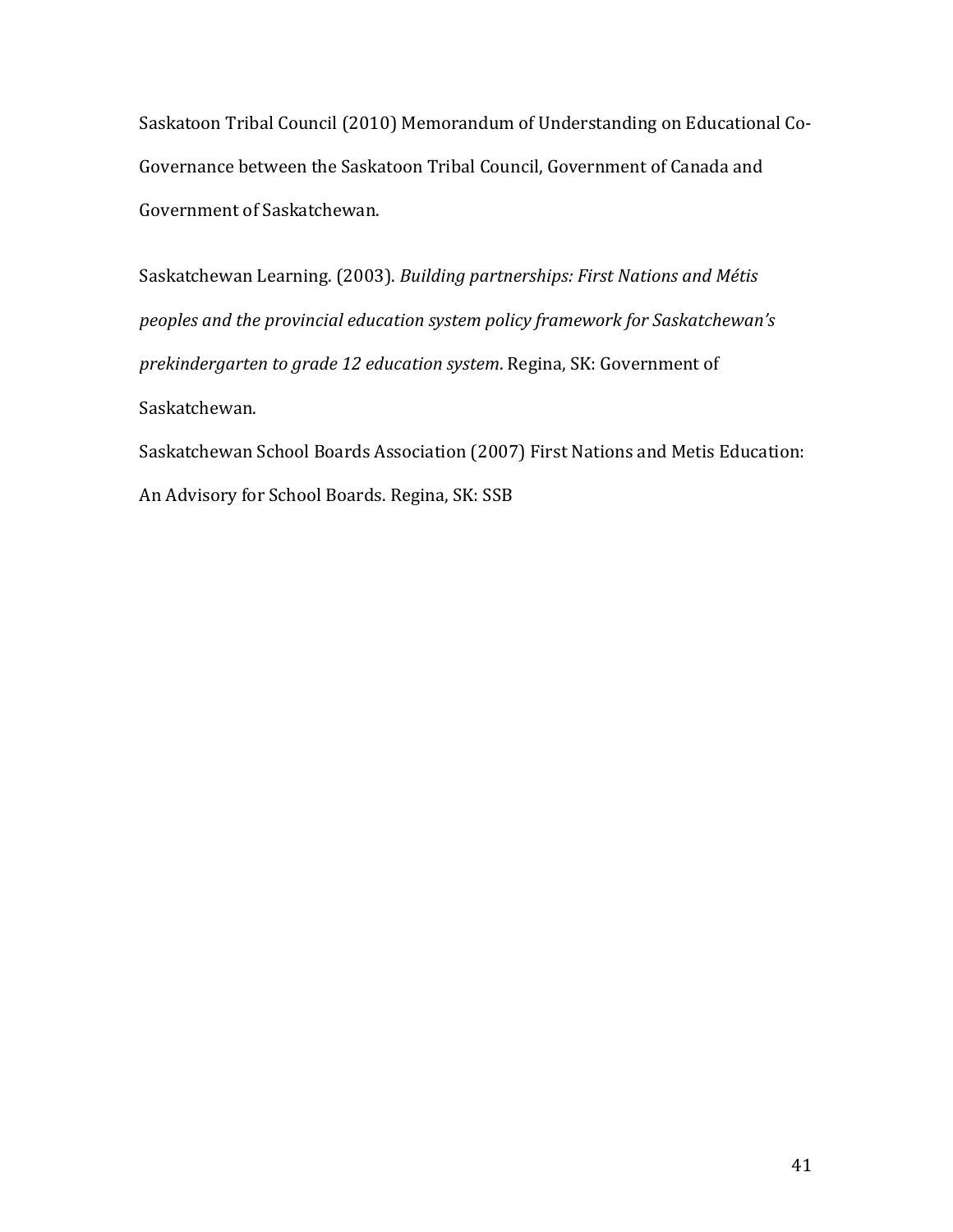Saskatoon Tribal Council (2010) Memorandum of Understanding on Educational Co-Governance between the Saskatoon Tribal Council, Government of Canada and Government of Saskatchewan.

Saskatchewan Learning. (2003). *Building partnerships: First Nations and Métis peoples and the provincial education system policy framework for Saskatchewan's prekindergarten to grade 12 education system*. Regina, SK: Government of Saskatchewan.

Saskatchewan School Boards Association (2007) First Nations and Metis Education: An Advisory for School Boards. Regina, SK: SSB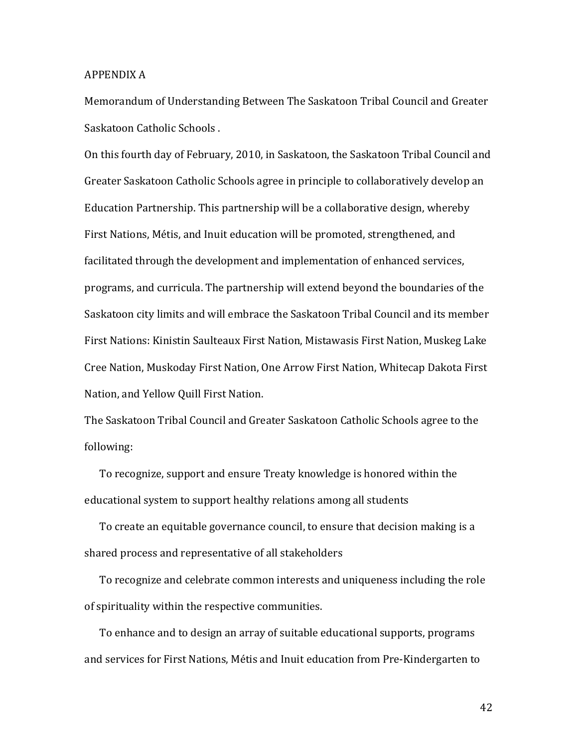APPENDIX A

Memorandum of Understanding Between The Saskatoon Tribal Council and Greater Saskatoon Catholic Schools .

On this fourth day of February, 2010, in Saskatoon, the Saskatoon Tribal Council and Greater Saskatoon Catholic Schools agree in principle to collaboratively develop an Education Partnership. This partnership will be a collaborative design, whereby First Nations, Métis, and Inuit education will be promoted, strengthened, and facilitated through the development and implementation of enhanced services, programs, and curricula. The partnership will extend beyond the boundaries of the Saskatoon city limits and will embrace the Saskatoon Tribal Council and its member First Nations: Kinistin Saulteaux First Nation, Mistawasis First Nation, Muskeg Lake Cree Nation, Muskoday First Nation, One Arrow First Nation, Whitecap Dakota First Nation, and Yellow Quill First Nation.

The Saskatoon Tribal Council and Greater Saskatoon Catholic Schools agree to the following:

To recognize, support and ensure Treaty knowledge is honored within the educational system to support healthy relations among all students

To create an equitable governance council, to ensure that decision making is a shared process and representative of all stakeholders

To recognize and celebrate common interests and uniqueness including the role of spirituality within the respective communities.

To enhance and to design an array of suitable educational supports, programs and services for First Nations, Métis and Inuit education from Pre-Kindergarten to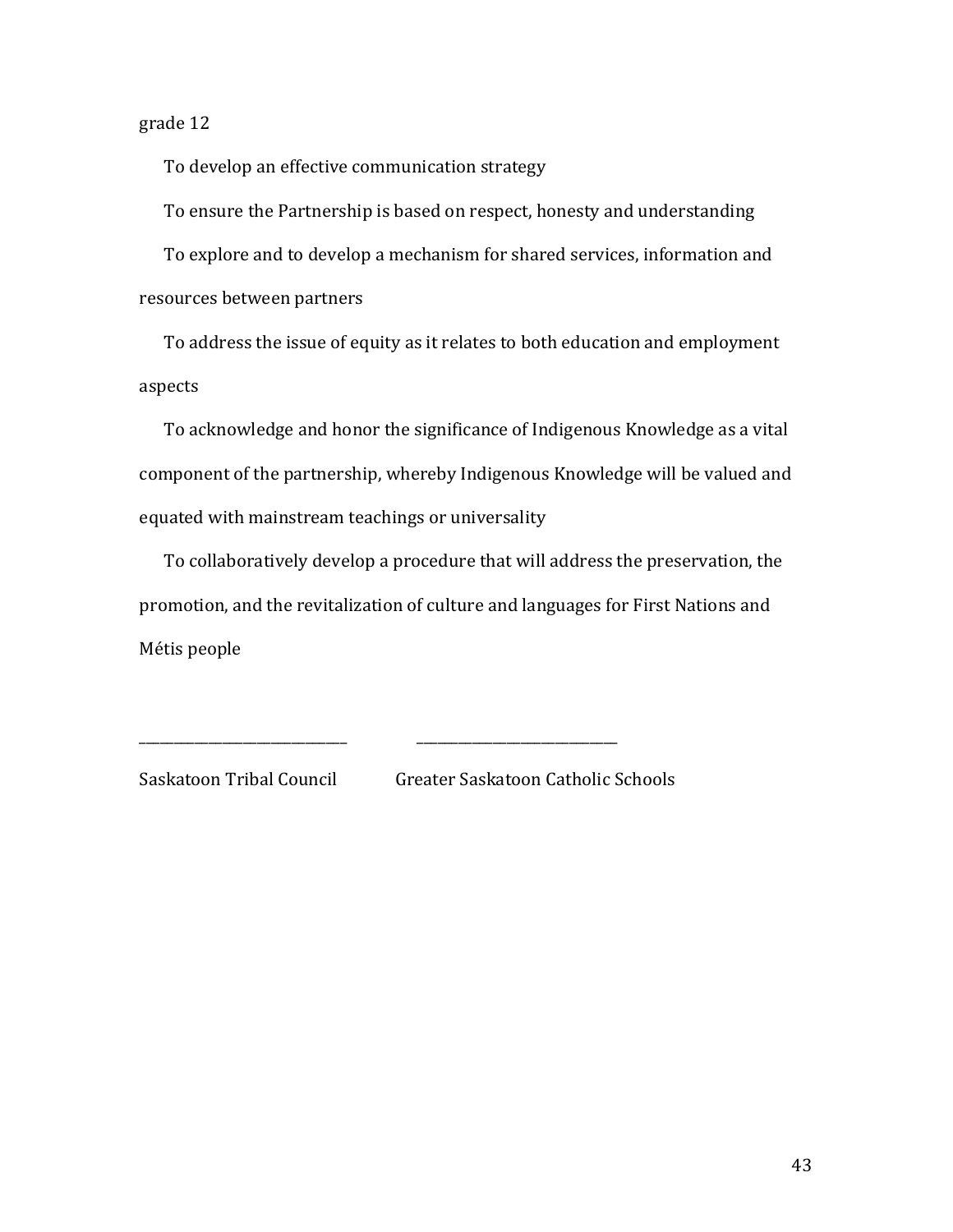grade 12

To develop an effective communication strategy

To ensure the Partnership is based on respect, honesty and understanding

To explore and to develop a mechanism for shared services, information and resources between partners

To address the issue of equity as it relates to both education and employment aspects

To acknowledge and honor the significance of Indigenous Knowledge as a vital component of the partnership, whereby Indigenous Knowledge will be valued and equated with mainstream teachings or universality

To collaboratively develop a procedure that will address the preservation, the promotion, and the revitalization of culture and languages for First Nations and Métis people

_______________________________ _______________________________

Saskatoon Tribal Council Greater Saskatoon Catholic Schools